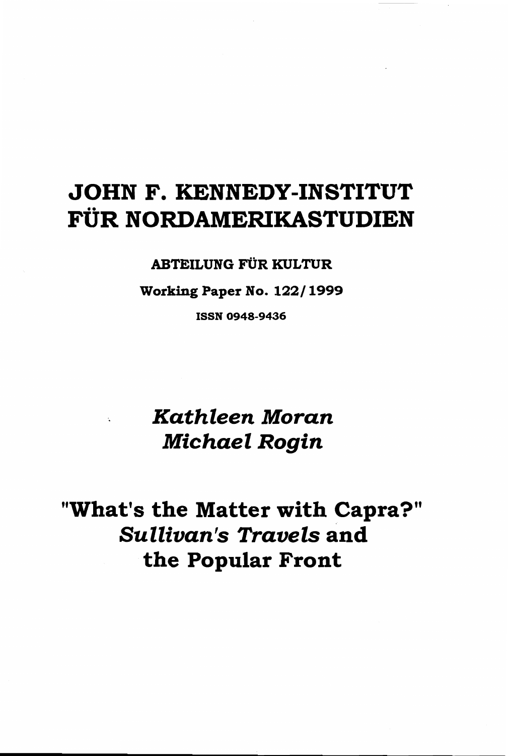# JOHN F. KENNEDY-INSTITUT FÜR NORDAMERIKASTUDIEN

**ABTEILUNG FÜR KULTUR**

**Working Paper No. 122/1999**

**ISSN 0948-9436**

*Kathleen Moran*
*Michael Rogin*

## "What's the Matter with Capra?" *Sullivan's Travels* and the Popular Front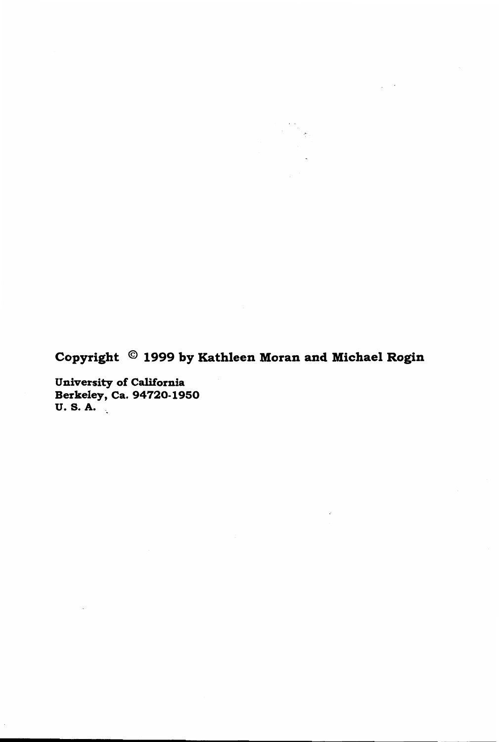**Copyright © 1999 by Kathleen Moran and Michael Rogin**

**University of California**
**Berkeley, Ca. 94720-1950**
**U. S. A.**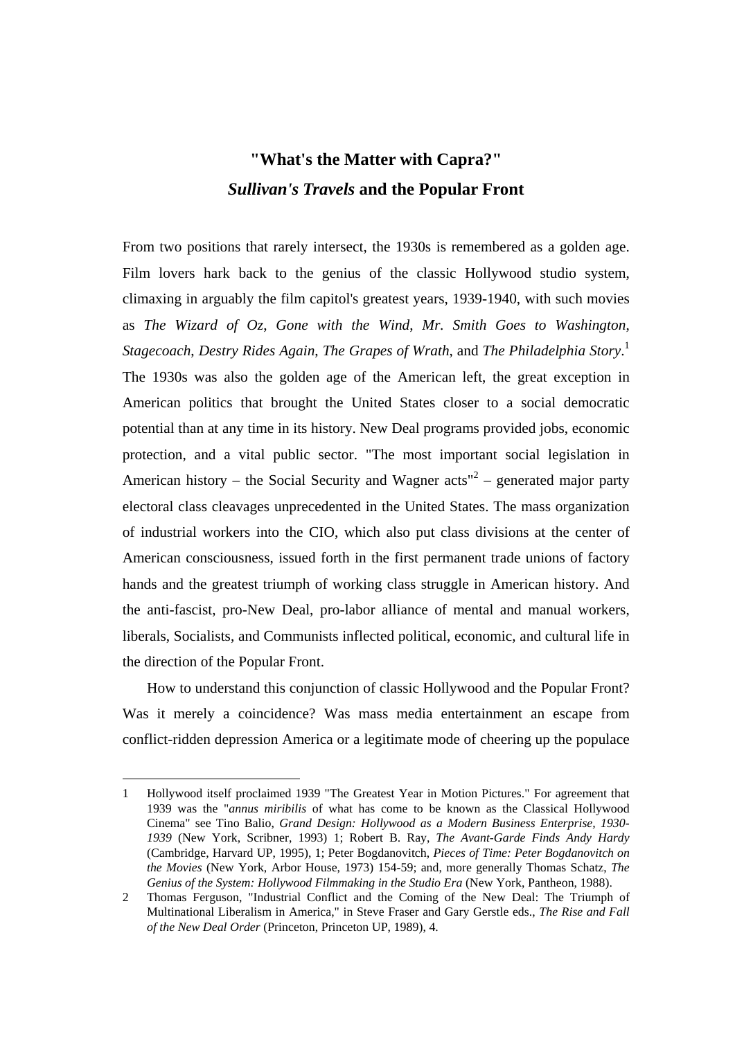# "What's the Matter with Capra?"
## *Sullivan's Travels* and the Popular Front

From two positions that rarely intersect, the 1930s is remembered as a golden age. Film lovers hark back to the genius of the classic Hollywood studio system, climaxing in arguably the film capitol's greatest years, 1939-1940, with such movies as *The Wizard of Oz*, *Gone with the Wind*, *Mr. Smith Goes to Washington*, *Stagecoach*, *Destry Rides Again*, *The Grapes of Wrath*, and *The Philadelphia Story*.[1] The 1930s was also the golden age of the American left, the great exception in American politics that brought the United States closer to a social democratic potential than at any time in its history. New Deal programs provided jobs, economic protection, and a vital public sector. "The most important social legislation in American history – the Social Security and Wagner acts"[2] – generated major party electoral class cleavages unprecedented in the United States. The mass organization of industrial workers into the CIO, which also put class divisions at the center of American consciousness, issued forth in the first permanent trade unions of factory hands and the greatest triumph of working class struggle in American history. And the anti-fascist, pro-New Deal, pro-labor alliance of mental and manual workers, liberals, Socialists, and Communists inflected political, economic, and cultural life in the direction of the Popular Front.

How to understand this conjunction of classic Hollywood and the Popular Front? Was it merely a coincidence? Was mass media entertainment an escape from conflict-ridden depression America or a legitimate mode of cheering up the populace

---

1 Hollywood itself proclaimed 1939 "The Greatest Year in Motion Pictures." For agreement that 1939 was the "*annus miribilis* of what has come to be known as the Classical Hollywood Cinema" see Tino Balio, *Grand Design: Hollywood as a Modern Business Enterprise, 1930-1939* (New York, Scribner, 1993) 1; Robert B. Ray, *The Avant-Garde Finds Andy Hardy* (Cambridge, Harvard UP, 1995), 1; Peter Bogdanovitch, *Pieces of Time: Peter Bogdanovitch on the Movies* (New York, Arbor House, 1973) 154-59; and, more generally Thomas Schatz, *The Genius of the System: Hollywood Filmmaking in the Studio Era* (New York, Pantheon, 1988).

2 Thomas Ferguson, "Industrial Conflict and the Coming of the New Deal: The Triumph of Multinational Liberalism in America," in Steve Fraser and Gary Gerstle eds., *The Rise and Fall of the New Deal Order* (Princeton, Princeton UP, 1989), 4.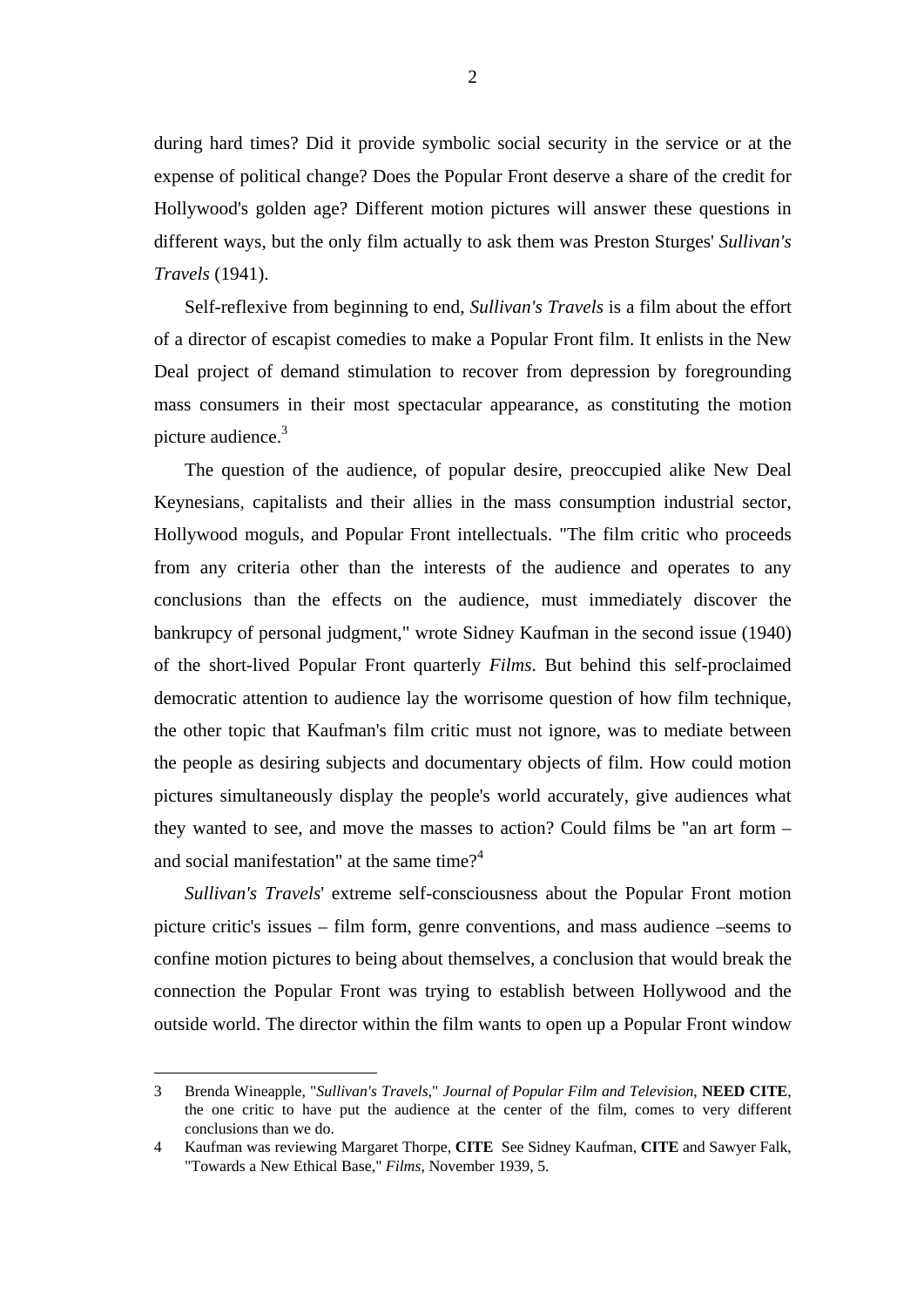during hard times? Did it provide symbolic social security in the service or at the expense of political change? Does the Popular Front deserve a share of the credit for Hollywood's golden age? Different motion pictures will answer these questions in different ways, but the only film actually to ask them was Preston Sturges' *Sullivan's Travels* (1941).

Self-reflexive from beginning to end, *Sullivan's Travels* is a film about the effort of a director of escapist comedies to make a Popular Front film. It enlists in the New Deal project of demand stimulation to recover from depression by foregrounding mass consumers in their most spectacular appearance, as constituting the motion picture audience.[3]

The question of the audience, of popular desire, preoccupied alike New Deal Keynesians, capitalists and their allies in the mass consumption industrial sector, Hollywood moguls, and Popular Front intellectuals. "The film critic who proceeds from any criteria other than the interests of the audience and operates to any conclusions than the effects on the audience, must immediately discover the bankrupcy of personal judgment," wrote Sidney Kaufman in the second issue (1940) of the short-lived Popular Front quarterly *Films*. But behind this self-proclaimed democratic attention to audience lay the worrisome question of how film technique, the other topic that Kaufman's film critic must not ignore, was to mediate between the people as desiring subjects and documentary objects of film. How could motion pictures simultaneously display the people's world accurately, give audiences what they wanted to see, and move the masses to action? Could films be "an art form – and social manifestation" at the same time?[4]

*Sullivan's Travels*' extreme self-consciousness about the Popular Front motion picture critic's issues – film form, genre conventions, and mass audience –seems to confine motion pictures to being about themselves, a conclusion that would break the connection the Popular Front was trying to establish between Hollywood and the outside world. The director within the film wants to open up a Popular Front window

---

3 Brenda Wineapple, "*Sullivan's Travels*," *Journal of Popular Film and Television*, **NEED CITE**, the one critic to have put the audience at the center of the film, comes to very different conclusions than we do.

4 Kaufman was reviewing Margaret Thorpe, **CITE** See Sidney Kaufman, **CITE** and Sawyer Falk, "Towards a New Ethical Base," *Films*, November 1939, 5.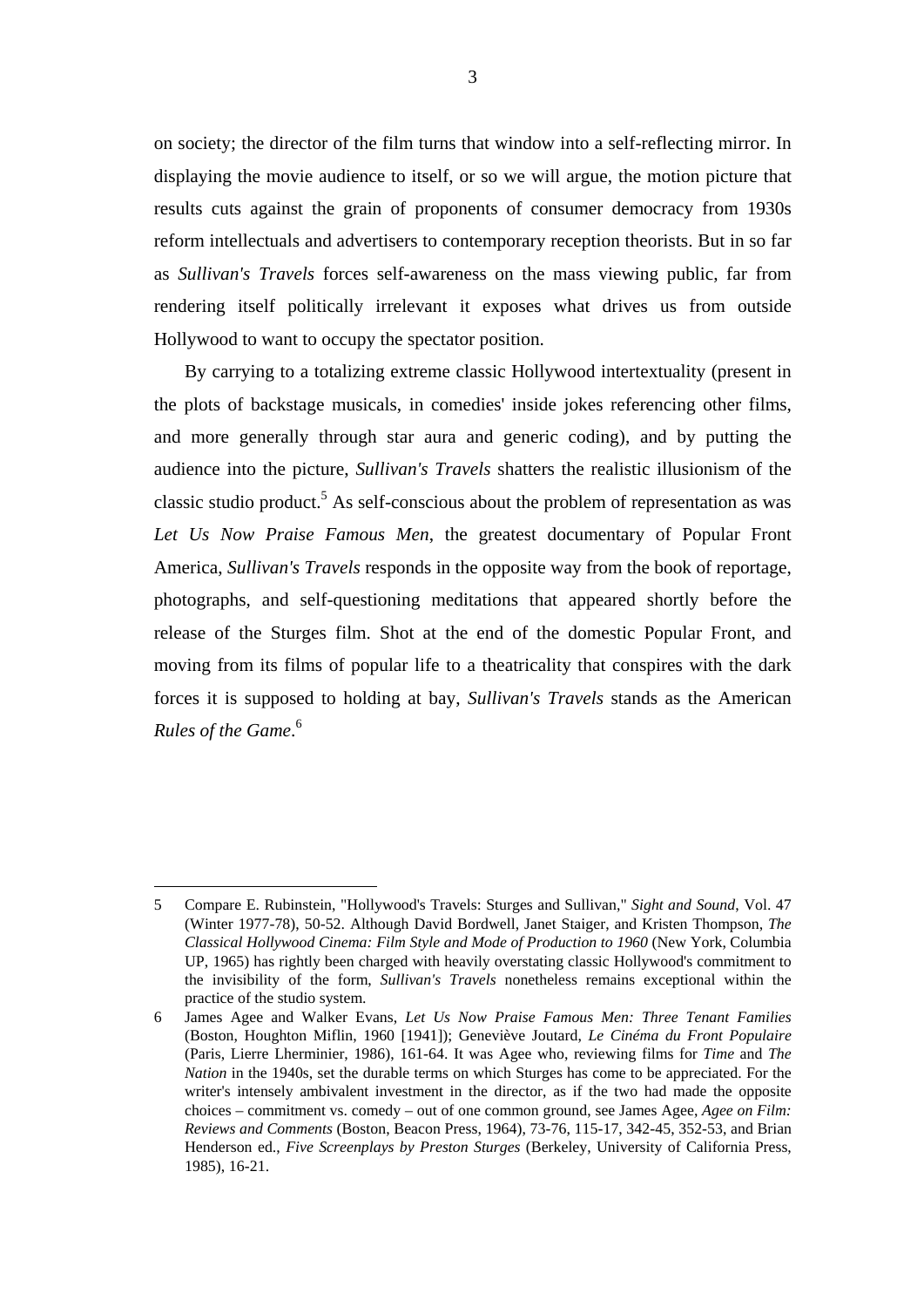on society; the director of the film turns that window into a self-reflecting mirror. In displaying the movie audience to itself, or so we will argue, the motion picture that results cuts against the grain of proponents of consumer democracy from 1930s reform intellectuals and advertisers to contemporary reception theorists. But in so far as *Sullivan's Travels* forces self-awareness on the mass viewing public, far from rendering itself politically irrelevant it exposes what drives us from outside Hollywood to want to occupy the spectator position.

By carrying to a totalizing extreme classic Hollywood intertextuality (present in the plots of backstage musicals, in comedies' inside jokes referencing other films, and more generally through star aura and generic coding), and by putting the audience into the picture, *Sullivan's Travels* shatters the realistic illusionism of the classic studio product.[5] As self-conscious about the problem of representation as was *Let Us Now Praise Famous Men*, the greatest documentary of Popular Front America, *Sullivan's Travels* responds in the opposite way from the book of reportage, photographs, and self-questioning meditations that appeared shortly before the release of the Sturges film. Shot at the end of the domestic Popular Front, and moving from its films of popular life to a theatricality that conspires with the dark forces it is supposed to holding at bay, *Sullivan's Travels* stands as the American *Rules of the Game*.[6]

---

5 Compare E. Rubinstein, "Hollywood's Travels: Sturges and Sullivan," *Sight and Sound*, Vol. 47 (Winter 1977-78), 50-52. Although David Bordwell, Janet Staiger, and Kristen Thompson, *The Classical Hollywood Cinema: Film Style and Mode of Production to 1960* (New York, Columbia UP, 1965) has rightly been charged with heavily overstating classic Hollywood's commitment to the invisibility of the form, *Sullivan's Travels* nonetheless remains exceptional within the practice of the studio system.

6 James Agee and Walker Evans, *Let Us Now Praise Famous Men: Three Tenant Families* (Boston, Houghton Miflin, 1960 [1941]); Geneviève Joutard, *Le Cinéma du Front Populaire* (Paris, Lierre Lherminier, 1986), 161-64. It was Agee who, reviewing films for *Time* and *The Nation* in the 1940s, set the durable terms on which Sturges has come to be appreciated. For the writer's intensely ambivalent investment in the director, as if the two had made the opposite choices – commitment vs. comedy – out of one common ground, see James Agee, *Agee on Film: Reviews and Comments* (Boston, Beacon Press, 1964), 73-76, 115-17, 342-45, 352-53, and Brian Henderson ed., *Five Screenplays by Preston Sturges* (Berkeley, University of California Press, 1985), 16-21.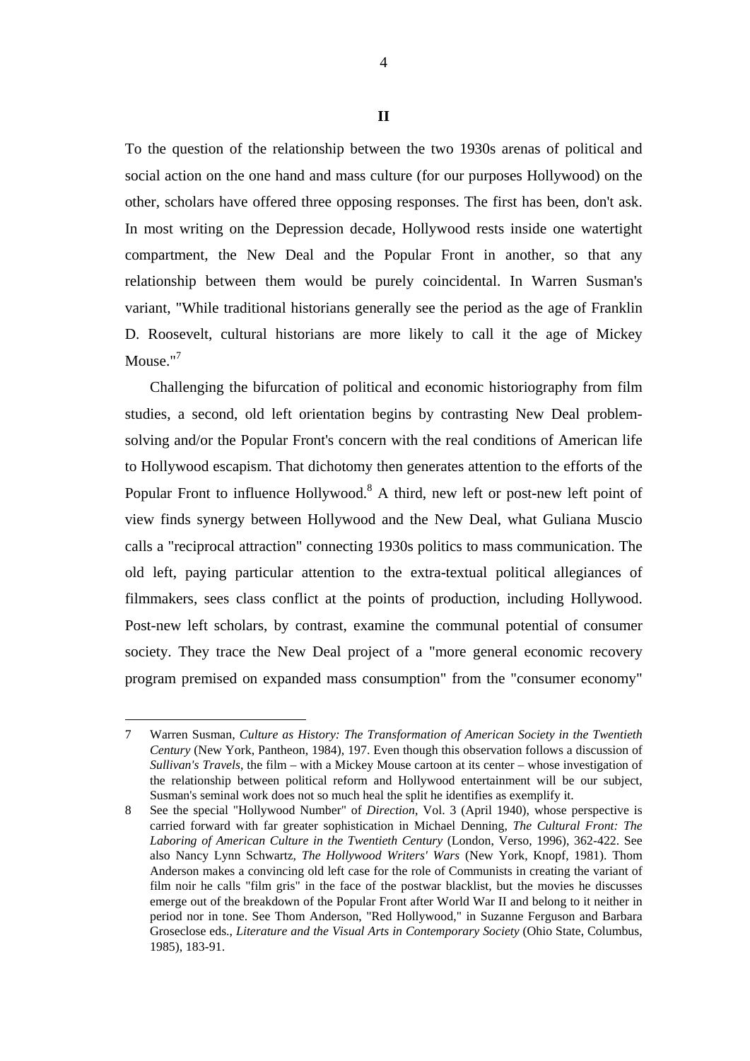## II

To the question of the relationship between the two 1930s arenas of political and social action on the one hand and mass culture (for our purposes Hollywood) on the other, scholars have offered three opposing responses. The first has been, don't ask. In most writing on the Depression decade, Hollywood rests inside one watertight compartment, the New Deal and the Popular Front in another, so that any relationship between them would be purely coincidental. In Warren Susman's variant, "While traditional historians generally see the period as the age of Franklin D. Roosevelt, cultural historians are more likely to call it the age of Mickey Mouse."[7]

Challenging the bifurcation of political and economic historiography from film studies, a second, old left orientation begins by contrasting New Deal problem-solving and/or the Popular Front's concern with the real conditions of American life to Hollywood escapism. That dichotomy then generates attention to the efforts of the Popular Front to influence Hollywood.[8] A third, new left or post-new left point of view finds synergy between Hollywood and the New Deal, what Guliana Muscio calls a "reciprocal attraction" connecting 1930s politics to mass communication. The old left, paying particular attention to the extra-textual political allegiances of filmmakers, sees class conflict at the points of production, including Hollywood. Post-new left scholars, by contrast, examine the communal potential of consumer society. They trace the New Deal project of a "more general economic recovery program premised on expanded mass consumption" from the "consumer economy"

---

7 Warren Susman, *Culture as History: The Transformation of American Society in the Twentieth Century* (New York, Pantheon, 1984), 197. Even though this observation follows a discussion of *Sullivan's Travels*, the film – with a Mickey Mouse cartoon at its center – whose investigation of the relationship between political reform and Hollywood entertainment will be our subject, Susman's seminal work does not so much heal the split he identifies as exemplify it.

8 See the special "Hollywood Number" of *Direction*, Vol. 3 (April 1940), whose perspective is carried forward with far greater sophistication in Michael Denning, *The Cultural Front: The Laboring of American Culture in the Twentieth Century* (London, Verso, 1996), 362-422. See also Nancy Lynn Schwartz, *The Hollywood Writers' Wars* (New York, Knopf, 1981). Thom Anderson makes a convincing old left case for the role of Communists in creating the variant of film noir he calls "film gris" in the face of the postwar blacklist, but the movies he discusses emerge out of the breakdown of the Popular Front after World War II and belong to it neither in period nor in tone. See Thom Anderson, "Red Hollywood," in Suzanne Ferguson and Barbara Groseclose eds., *Literature and the Visual Arts in Contemporary Society* (Ohio State, Columbus, 1985), 183-91.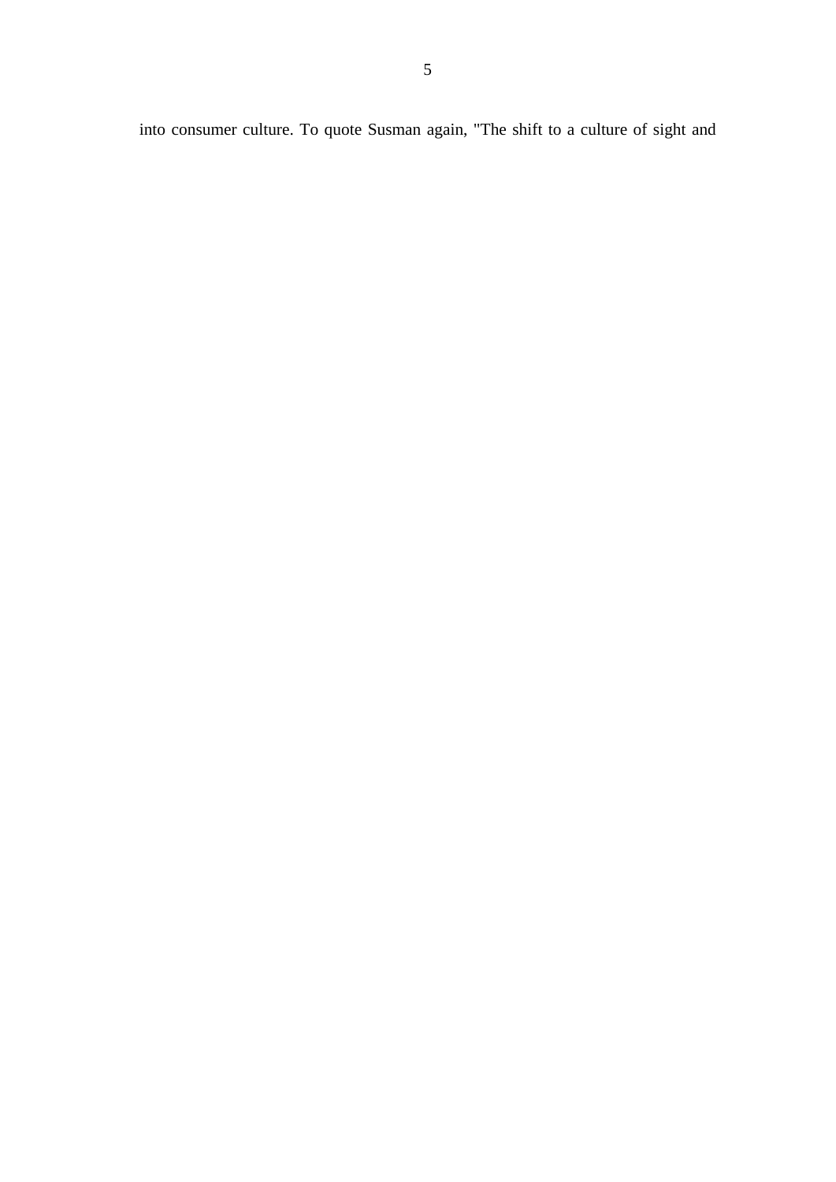into consumer culture. To quote Susman again, "The shift to a culture of sight and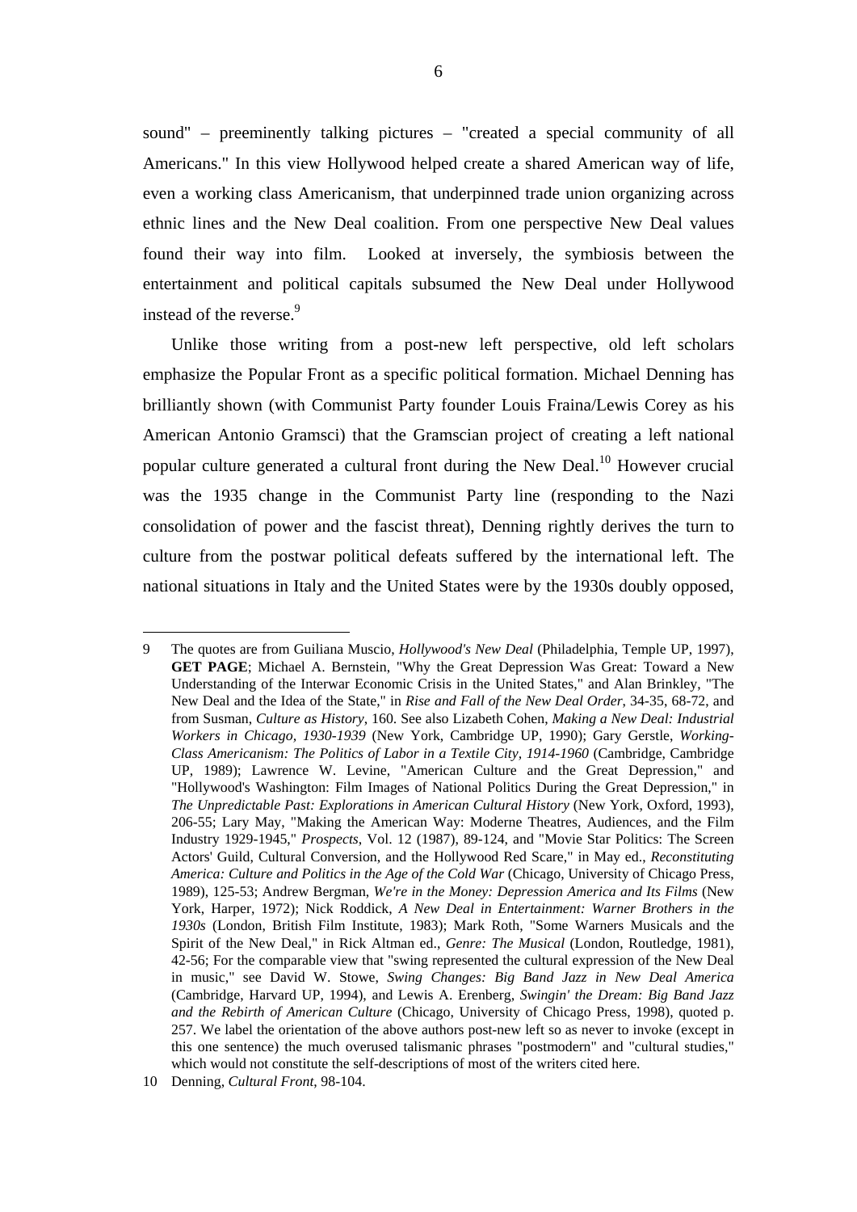sound" – preeminently talking pictures – "created a special community of all Americans." In this view Hollywood helped create a shared American way of life, even a working class Americanism, that underpinned trade union organizing across ethnic lines and the New Deal coalition. From one perspective New Deal values found their way into film. Looked at inversely, the symbiosis between the entertainment and political capitals subsumed the New Deal under Hollywood instead of the reverse.[9]

Unlike those writing from a post-new left perspective, old left scholars emphasize the Popular Front as a specific political formation. Michael Denning has brilliantly shown (with Communist Party founder Louis Fraina/Lewis Corey as his American Antonio Gramsci) that the Gramscian project of creating a left national popular culture generated a cultural front during the New Deal.[10] However crucial was the 1935 change in the Communist Party line (responding to the Nazi consolidation of power and the fascist threat), Denning rightly derives the turn to culture from the postwar political defeats suffered by the international left. The national situations in Italy and the United States were by the 1930s doubly opposed,

---

9 The quotes are from Guiliana Muscio, *Hollywood's New Deal* (Philadelphia, Temple UP, 1997), **GET PAGE**; Michael A. Bernstein, "Why the Great Depression Was Great: Toward a New Understanding of the Interwar Economic Crisis in the United States," and Alan Brinkley, "The New Deal and the Idea of the State," in *Rise and Fall of the New Deal Order*, 34-35, 68-72, and from Susman, *Culture as History*, 160. See also Lizabeth Cohen, *Making a New Deal: Industrial Workers in Chicago, 1930-1939* (New York, Cambridge UP, 1990); Gary Gerstle, *Working-Class Americanism: The Politics of Labor in a Textile City, 1914-1960* (Cambridge, Cambridge UP, 1989); Lawrence W. Levine, "American Culture and the Great Depression," and "Hollywood's Washington: Film Images of National Politics During the Great Depression," in *The Unpredictable Past: Explorations in American Cultural History* (New York, Oxford, 1993), 206-55; Lary May, "Making the American Way: Moderne Theatres, Audiences, and the Film Industry 1929-1945," *Prospects*, Vol. 12 (1987), 89-124, and "Movie Star Politics: The Screen Actors' Guild, Cultural Conversion, and the Hollywood Red Scare," in May ed., *Reconstituting America: Culture and Politics in the Age of the Cold War* (Chicago, University of Chicago Press, 1989), 125-53; Andrew Bergman, *We're in the Money: Depression America and Its Films* (New York, Harper, 1972); Nick Roddick, *A New Deal in Entertainment: Warner Brothers in the 1930s* (London, British Film Institute, 1983); Mark Roth, "Some Warners Musicals and the Spirit of the New Deal," in Rick Altman ed., *Genre: The Musical* (London, Routledge, 1981), 42-56; For the comparable view that "swing represented the cultural expression of the New Deal in music," see David W. Stowe, *Swing Changes: Big Band Jazz in New Deal America* (Cambridge, Harvard UP, 1994), and Lewis A. Erenberg, *Swingin' the Dream: Big Band Jazz and the Rebirth of American Culture* (Chicago, University of Chicago Press, 1998), quoted p. 257. We label the orientation of the above authors post-new left so as never to invoke (except in this one sentence) the much overused talismanic phrases "postmodern" and "cultural studies," which would not constitute the self-descriptions of most of the writers cited here.

10 Denning, *Cultural Front*, 98-104.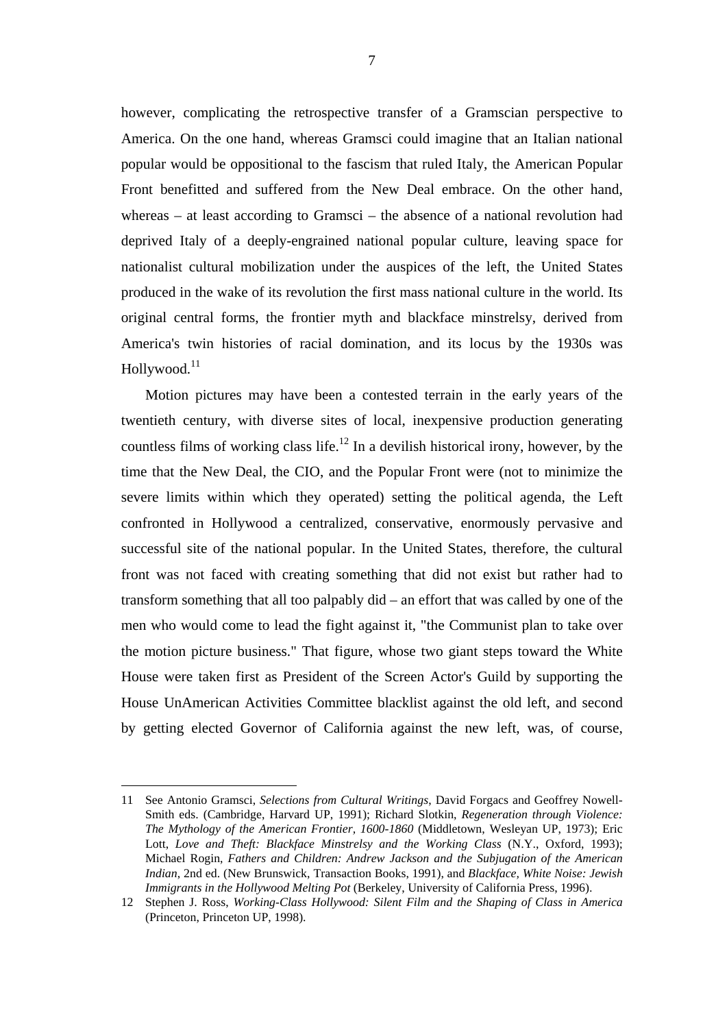however, complicating the retrospective transfer of a Gramscian perspective to America. On the one hand, whereas Gramsci could imagine that an Italian national popular would be oppositional to the fascism that ruled Italy, the American Popular Front benefitted and suffered from the New Deal embrace. On the other hand, whereas – at least according to Gramsci – the absence of a national revolution had deprived Italy of a deeply-engrained national popular culture, leaving space for nationalist cultural mobilization under the auspices of the left, the United States produced in the wake of its revolution the first mass national culture in the world. Its original central forms, the frontier myth and blackface minstrelsy, derived from America's twin histories of racial domination, and its locus by the 1930s was Hollywood.[11]

Motion pictures may have been a contested terrain in the early years of the twentieth century, with diverse sites of local, inexpensive production generating countless films of working class life.[12] In a devilish historical irony, however, by the time that the New Deal, the CIO, and the Popular Front were (not to minimize the severe limits within which they operated) setting the political agenda, the Left confronted in Hollywood a centralized, conservative, enormously pervasive and successful site of the national popular. In the United States, therefore, the cultural front was not faced with creating something that did not exist but rather had to transform something that all too palpably did – an effort that was called by one of the men who would come to lead the fight against it, "the Communist plan to take over the motion picture business." That figure, whose two giant steps toward the White House were taken first as President of the Screen Actor's Guild by supporting the House UnAmerican Activities Committee blacklist against the old left, and second by getting elected Governor of California against the new left, was, of course,

---

11 See Antonio Gramsci, *Selections from Cultural Writings*, David Forgacs and Geoffrey Nowell-Smith eds. (Cambridge, Harvard UP, 1991); Richard Slotkin, *Regeneration through Violence: The Mythology of the American Frontier, 1600-1860* (Middletown, Wesleyan UP, 1973); Eric Lott, *Love and Theft: Blackface Minstrelsy and the Working Class* (N.Y., Oxford, 1993); Michael Rogin, *Fathers and Children: Andrew Jackson and the Subjugation of the American Indian*, 2nd ed. (New Brunswick, Transaction Books, 1991), and *Blackface, White Noise: Jewish Immigrants in the Hollywood Melting Pot* (Berkeley, University of California Press, 1996).

12 Stephen J. Ross, *Working-Class Hollywood: Silent Film and the Shaping of Class in America* (Princeton, Princeton UP, 1998).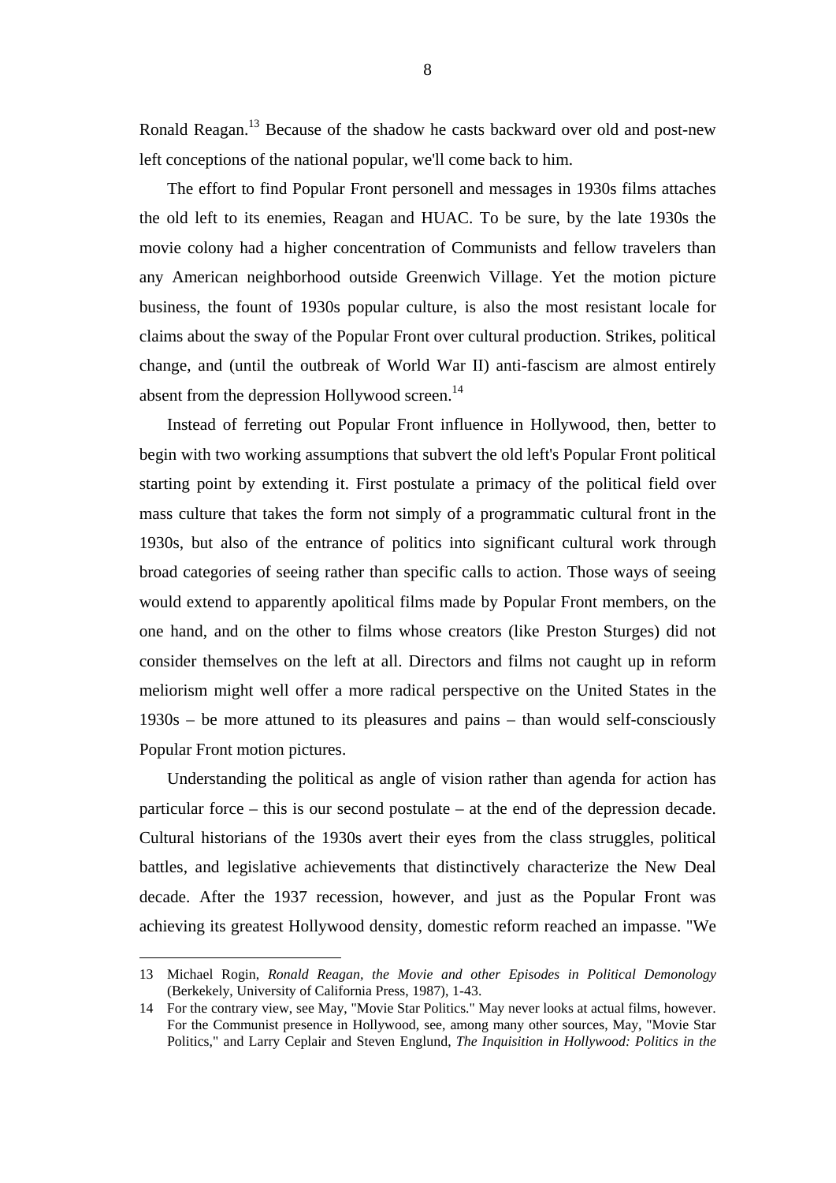Ronald Reagan.[13] Because of the shadow he casts backward over old and post-new left conceptions of the national popular, we'll come back to him.

The effort to find Popular Front personell and messages in 1930s films attaches the old left to its enemies, Reagan and HUAC. To be sure, by the late 1930s the movie colony had a higher concentration of Communists and fellow travelers than any American neighborhood outside Greenwich Village. Yet the motion picture business, the fount of 1930s popular culture, is also the most resistant locale for claims about the sway of the Popular Front over cultural production. Strikes, political change, and (until the outbreak of World War II) anti-fascism are almost entirely absent from the depression Hollywood screen.[14]

Instead of ferreting out Popular Front influence in Hollywood, then, better to begin with two working assumptions that subvert the old left's Popular Front political starting point by extending it. First postulate a primacy of the political field over mass culture that takes the form not simply of a programmatic cultural front in the 1930s, but also of the entrance of politics into significant cultural work through broad categories of seeing rather than specific calls to action. Those ways of seeing would extend to apparently apolitical films made by Popular Front members, on the one hand, and on the other to films whose creators (like Preston Sturges) did not consider themselves on the left at all. Directors and films not caught up in reform meliorism might well offer a more radical perspective on the United States in the 1930s – be more attuned to its pleasures and pains – than would self-consciously Popular Front motion pictures.

Understanding the political as angle of vision rather than agenda for action has particular force – this is our second postulate – at the end of the depression decade. Cultural historians of the 1930s avert their eyes from the class struggles, political battles, and legislative achievements that distinctively characterize the New Deal decade. After the 1937 recession, however, and just as the Popular Front was achieving its greatest Hollywood density, domestic reform reached an impasse. "We

---

13 Michael Rogin, *Ronald Reagan, the Movie and other Episodes in Political Demonology* (Berkekely, University of California Press, 1987), 1-43.

14 For the contrary view, see May, "Movie Star Politics." May never looks at actual films, however. For the Communist presence in Hollywood, see, among many other sources, May, "Movie Star Politics," and Larry Ceplair and Steven Englund, *The Inquisition in Hollywood: Politics in the*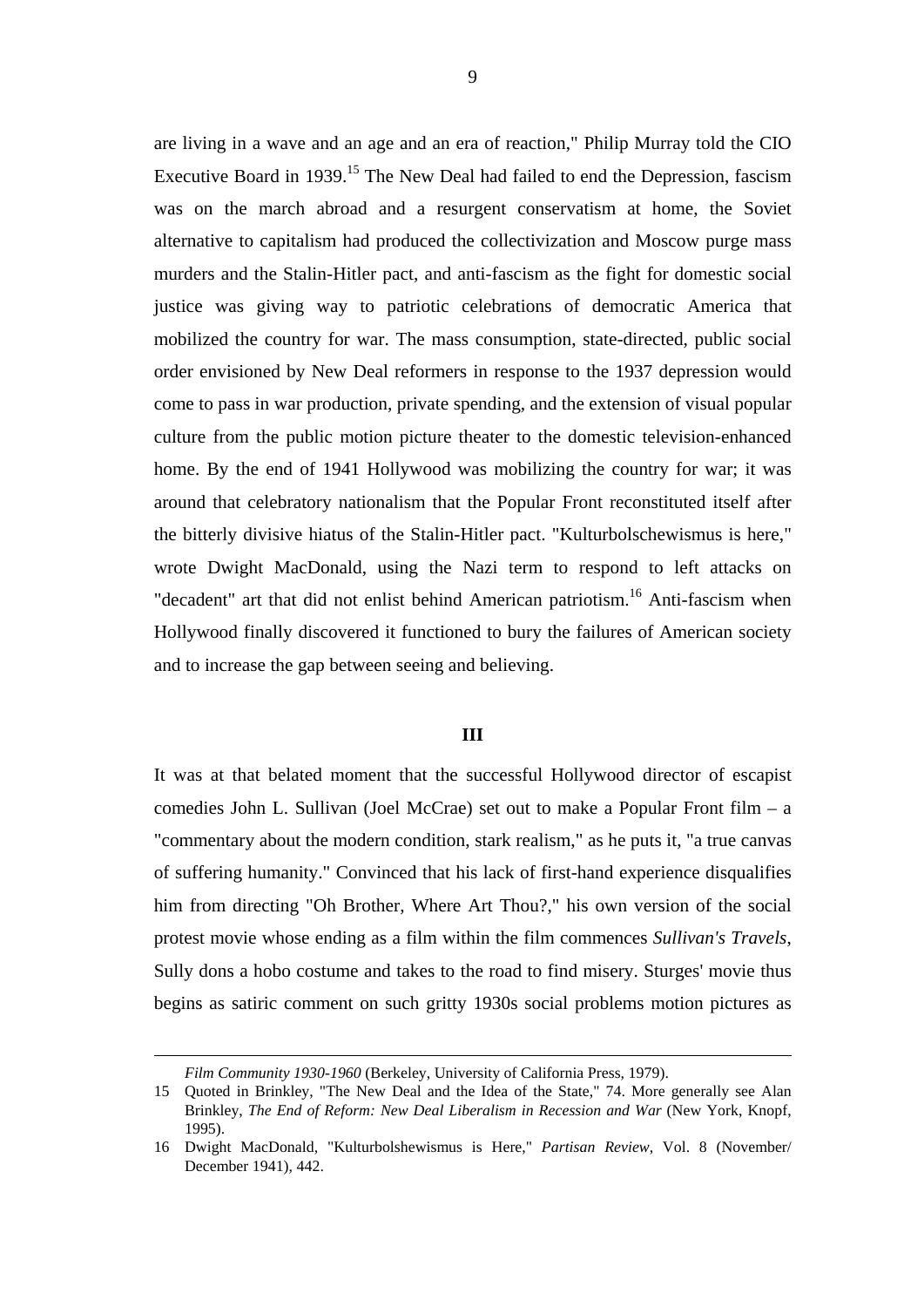are living in a wave and an age and an era of reaction," Philip Murray told the CIO Executive Board in 1939.[15] The New Deal had failed to end the Depression, fascism was on the march abroad and a resurgent conservatism at home, the Soviet alternative to capitalism had produced the collectivization and Moscow purge mass murders and the Stalin-Hitler pact, and anti-fascism as the fight for domestic social justice was giving way to patriotic celebrations of democratic America that mobilized the country for war. The mass consumption, state-directed, public social order envisioned by New Deal reformers in response to the 1937 depression would come to pass in war production, private spending, and the extension of visual popular culture from the public motion picture theater to the domestic television-enhanced home. By the end of 1941 Hollywood was mobilizing the country for war; it was around that celebratory nationalism that the Popular Front reconstituted itself after the bitterly divisive hiatus of the Stalin-Hitler pact. "Kulturbolschewismus is here," wrote Dwight MacDonald, using the Nazi term to respond to left attacks on "decadent" art that did not enlist behind American patriotism.[16] Anti-fascism when Hollywood finally discovered it functioned to bury the failures of American society and to increase the gap between seeing and believing.

## III

It was at that belated moment that the successful Hollywood director of escapist comedies John L. Sullivan (Joel McCrae) set out to make a Popular Front film – a "commentary about the modern condition, stark realism," as he puts it, "a true canvas of suffering humanity." Convinced that his lack of first-hand experience disqualifies him from directing "Oh Brother, Where Art Thou?," his own version of the social protest movie whose ending as a film within the film commences *Sullivan's Travels*, Sully dons a hobo costume and takes to the road to find misery. Sturges' movie thus begins as satiric comment on such gritty 1930s social problems motion pictures as

---

*Film Community 1930-1960* (Berkeley, University of California Press, 1979).

15 Quoted in Brinkley, "The New Deal and the Idea of the State," 74. More generally see Alan Brinkley, *The End of Reform: New Deal Liberalism in Recession and War* (New York, Knopf, 1995).

16 Dwight MacDonald, "Kulturbolshewismus is Here," *Partisan Review*, Vol. 8 (November/ December 1941), 442.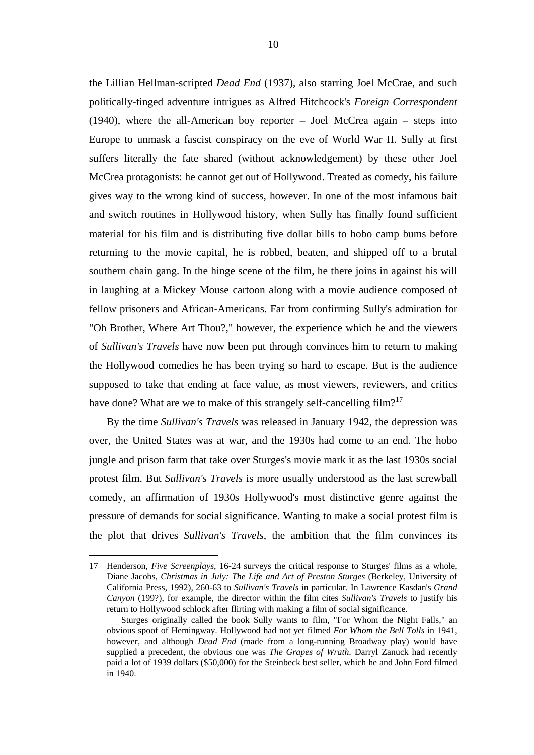the Lillian Hellman-scripted *Dead End* (1937), also starring Joel McCrae, and such politically-tinged adventure intrigues as Alfred Hitchcock's *Foreign Correspondent* (1940), where the all-American boy reporter – Joel McCrea again – steps into Europe to unmask a fascist conspiracy on the eve of World War II. Sully at first suffers literally the fate shared (without acknowledgement) by these other Joel McCrea protagonists: he cannot get out of Hollywood. Treated as comedy, his failure gives way to the wrong kind of success, however. In one of the most infamous bait and switch routines in Hollywood history, when Sully has finally found sufficient material for his film and is distributing five dollar bills to hobo camp bums before returning to the movie capital, he is robbed, beaten, and shipped off to a brutal southern chain gang. In the hinge scene of the film, he there joins in against his will in laughing at a Mickey Mouse cartoon along with a movie audience composed of fellow prisoners and African-Americans. Far from confirming Sully's admiration for "Oh Brother, Where Art Thou?," however, the experience which he and the viewers of *Sullivan's Travels* have now been put through convinces him to return to making the Hollywood comedies he has been trying so hard to escape. But is the audience supposed to take that ending at face value, as most viewers, reviewers, and critics have done? What are we to make of this strangely self-cancelling film?[17]

By the time *Sullivan's Travels* was released in January 1942, the depression was over, the United States was at war, and the 1930s had come to an end. The hobo jungle and prison farm that take over Sturges's movie mark it as the last 1930s social protest film. But *Sullivan's Travels* is more usually understood as the last screwball comedy, an affirmation of 1930s Hollywood's most distinctive genre against the pressure of demands for social significance. Wanting to make a social protest film is the plot that drives *Sullivan's Travels*, the ambition that the film convinces its

---

17 Henderson, *Five Screenplays*, 16-24 surveys the critical response to Sturges' films as a whole, Diane Jacobs, *Christmas in July: The Life and Art of Preston Sturges* (Berkeley, University of California Press, 1992), 260-63 to *Sullivan's Travels* in particular. In Lawrence Kasdan's *Grand Canyon* (199?), for example, the director within the film cites *Sullivan's Travels* to justify his return to Hollywood schlock after flirting with making a film of social significance.

Sturges originally called the book Sully wants to film, "For Whom the Night Falls," an obvious spoof of Hemingway. Hollywood had not yet filmed *For Whom the Bell Tolls* in 1941, however, and although *Dead End* (made from a long-running Broadway play) would have supplied a precedent, the obvious one was *The Grapes of Wrath*. Darryl Zanuck had recently paid a lot of 1939 dollars ($50,000) for the Steinbeck best seller, which he and John Ford filmed in 1940.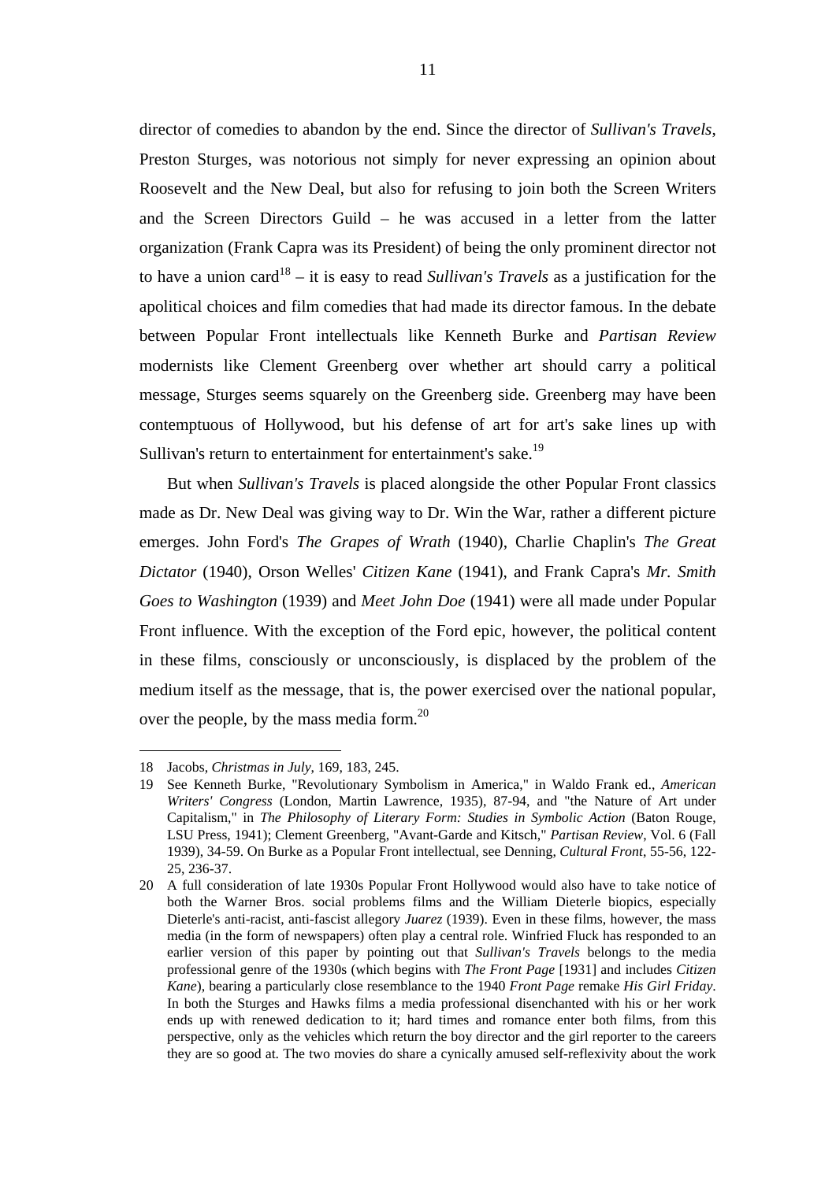director of comedies to abandon by the end. Since the director of *Sullivan's Travels*, Preston Sturges, was notorious not simply for never expressing an opinion about Roosevelt and the New Deal, but also for refusing to join both the Screen Writers and the Screen Directors Guild – he was accused in a letter from the latter organization (Frank Capra was its President) of being the only prominent director not to have a union card[18] – it is easy to read *Sullivan's Travels* as a justification for the apolitical choices and film comedies that had made its director famous. In the debate between Popular Front intellectuals like Kenneth Burke and *Partisan Review* modernists like Clement Greenberg over whether art should carry a political message, Sturges seems squarely on the Greenberg side. Greenberg may have been contemptuous of Hollywood, but his defense of art for art's sake lines up with Sullivan's return to entertainment for entertainment's sake.[19]

But when *Sullivan's Travels* is placed alongside the other Popular Front classics made as Dr. New Deal was giving way to Dr. Win the War, rather a different picture emerges. John Ford's *The Grapes of Wrath* (1940), Charlie Chaplin's *The Great Dictator* (1940), Orson Welles' *Citizen Kane* (1941), and Frank Capra's *Mr. Smith Goes to Washington* (1939) and *Meet John Doe* (1941) were all made under Popular Front influence. With the exception of the Ford epic, however, the political content in these films, consciously or unconsciously, is displaced by the problem of the medium itself as the message, that is, the power exercised over the national popular, over the people, by the mass media form.[20]

---

18 Jacobs, *Christmas in July*, 169, 183, 245.

19 See Kenneth Burke, "Revolutionary Symbolism in America," in Waldo Frank ed., *American Writers' Congress* (London, Martin Lawrence, 1935), 87-94, and "the Nature of Art under Capitalism," in *The Philosophy of Literary Form: Studies in Symbolic Action* (Baton Rouge, LSU Press, 1941); Clement Greenberg, "Avant-Garde and Kitsch," *Partisan Review*, Vol. 6 (Fall 1939), 34-59. On Burke as a Popular Front intellectual, see Denning, *Cultural Front*, 55-56, 122-25, 236-37.

20 A full consideration of late 1930s Popular Front Hollywood would also have to take notice of both the Warner Bros. social problems films and the William Dieterle biopics, especially Dieterle's anti-racist, anti-fascist allegory *Juarez* (1939). Even in these films, however, the mass media (in the form of newspapers) often play a central role. Winfried Fluck has responded to an earlier version of this paper by pointing out that *Sullivan's Travels* belongs to the media professional genre of the 1930s (which begins with *The Front Page* [1931] and includes *Citizen Kane*), bearing a particularly close resemblance to the 1940 *Front Page* remake *His Girl Friday*. In both the Sturges and Hawks films a media professional disenchanted with his or her work ends up with renewed dedication to it; hard times and romance enter both films, from this perspective, only as the vehicles which return the boy director and the girl reporter to the careers they are so good at. The two movies do share a cynically amused self-reflexivity about the work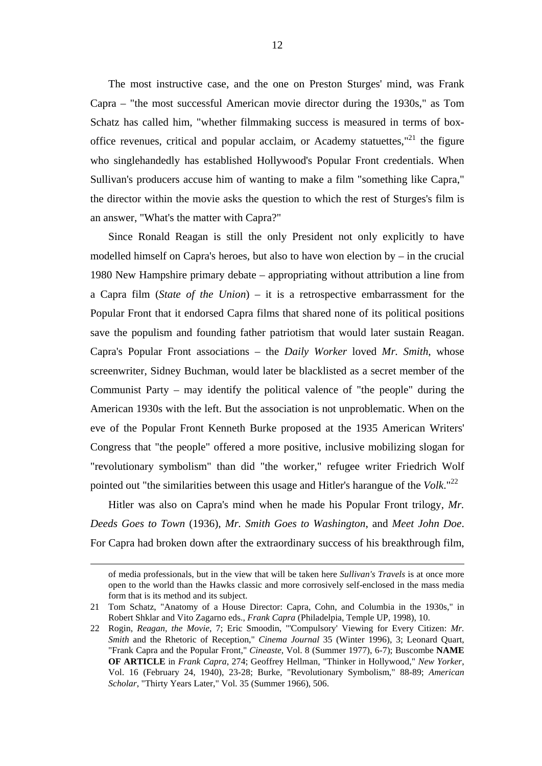The most instructive case, and the one on Preston Sturges' mind, was Frank Capra – "the most successful American movie director during the 1930s," as Tom Schatz has called him, "whether filmmaking success is measured in terms of box-office revenues, critical and popular acclaim, or Academy statuettes,"[21] the figure who singlehandedly has established Hollywood's Popular Front credentials. When Sullivan's producers accuse him of wanting to make a film "something like Capra," the director within the movie asks the question to which the rest of Sturges's film is an answer, "What's the matter with Capra?"

Since Ronald Reagan is still the only President not only explicitly to have modelled himself on Capra's heroes, but also to have won election by – in the crucial 1980 New Hampshire primary debate – appropriating without attribution a line from a Capra film (*State of the Union*) – it is a retrospective embarrassment for the Popular Front that it endorsed Capra films that shared none of its political positions save the populism and founding father patriotism that would later sustain Reagan. Capra's Popular Front associations – the *Daily Worker* loved *Mr. Smith*, whose screenwriter, Sidney Buchman, would later be blacklisted as a secret member of the Communist Party – may identify the political valence of "the people" during the American 1930s with the left. But the association is not unproblematic. When on the eve of the Popular Front Kenneth Burke proposed at the 1935 American Writers' Congress that "the people" offered a more positive, inclusive mobilizing slogan for "revolutionary symbolism" than did "the worker," refugee writer Friedrich Wolf pointed out "the similarities between this usage and Hitler's harangue of the *Volk*."[22]

Hitler was also on Capra's mind when he made his Popular Front trilogy, *Mr. Deeds Goes to Town* (1936), *Mr. Smith Goes to Washington*, and *Meet John Doe*. For Capra had broken down after the extraordinary success of his breakthrough film,

---

of media professionals, but in the view that will be taken here *Sullivan's Travels* is at once more open to the world than the Hawks classic and more corrosively self-enclosed in the mass media form that is its method and its subject.

21 Tom Schatz, "Anatomy of a House Director: Capra, Cohn, and Columbia in the 1930s," in Robert Shklar and Vito Zagarno eds., *Frank Capra* (Philadelpia, Temple UP, 1998), 10.

22 Rogin, *Reagan, the Movie*, 7; Eric Smoodin, "'Compulsory' Viewing for Every Citizen: *Mr. Smith* and the Rhetoric of Reception," *Cinema Journal* 35 (Winter 1996), 3; Leonard Quart, "Frank Capra and the Popular Front," *Cineaste*, Vol. 8 (Summer 1977), 6-7); Buscombe **NAME OF ARTICLE** in *Frank Capra*, 274; Geoffrey Hellman, "Thinker in Hollywood," *New Yorker*, Vol. 16 (February 24, 1940), 23-28; Burke, "Revolutionary Symbolism," 88-89; *American Scholar*, "Thirty Years Later," Vol. 35 (Summer 1966), 506.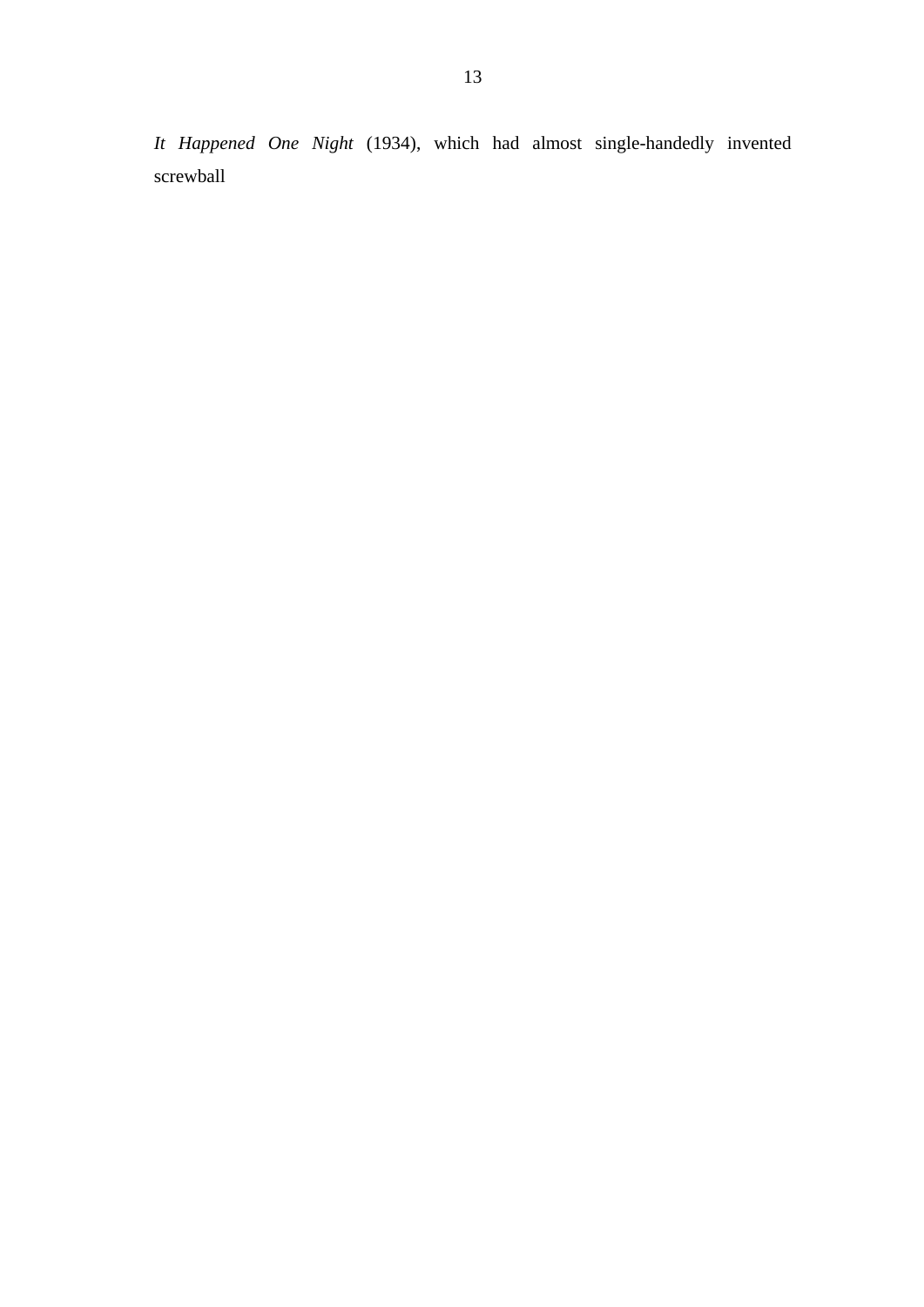*It Happened One Night* (1934), which had almost single-handedly invented screwball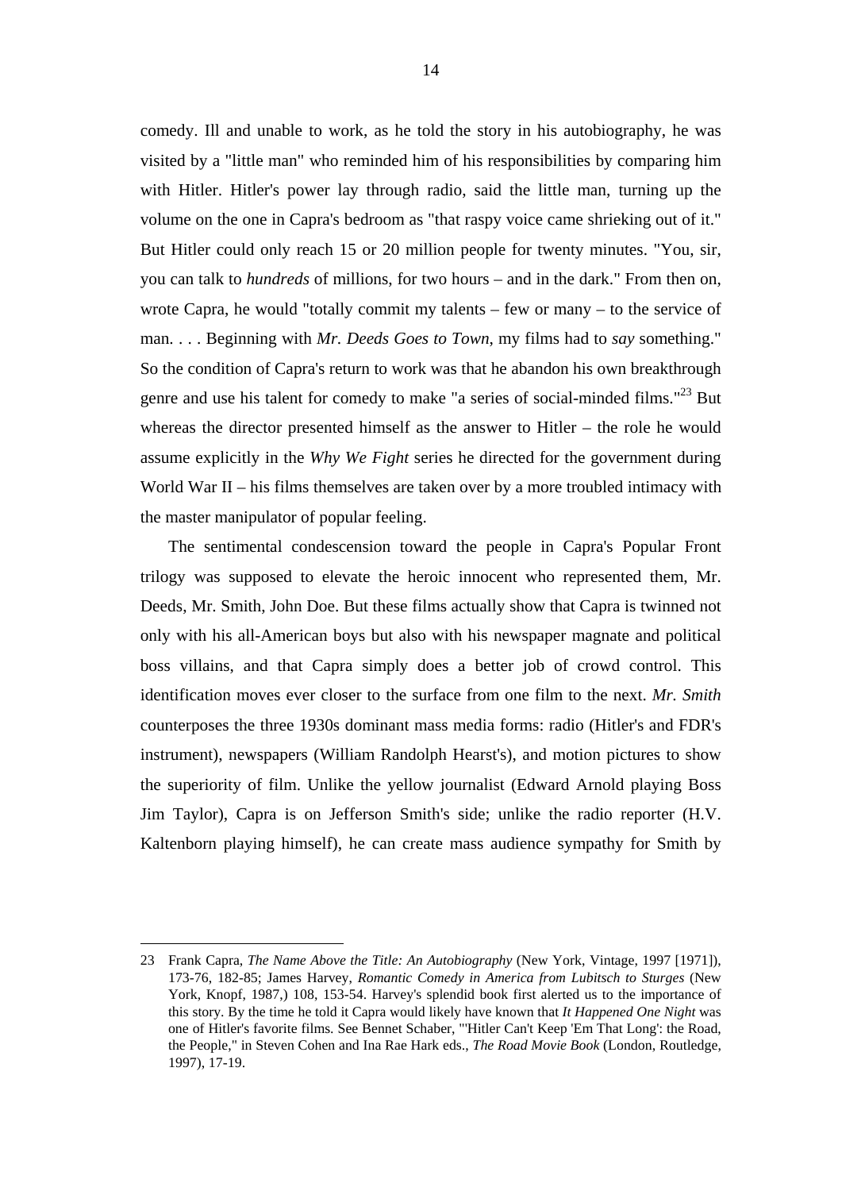comedy. Ill and unable to work, as he told the story in his autobiography, he was visited by a "little man" who reminded him of his responsibilities by comparing him with Hitler. Hitler's power lay through radio, said the little man, turning up the volume on the one in Capra's bedroom as "that raspy voice came shrieking out of it." But Hitler could only reach 15 or 20 million people for twenty minutes. "You, sir, you can talk to *hundreds* of millions, for two hours – and in the dark." From then on, wrote Capra, he would "totally commit my talents – few or many – to the service of man. . . . Beginning with *Mr. Deeds Goes to Town*, my films had to *say* something." So the condition of Capra's return to work was that he abandon his own breakthrough genre and use his talent for comedy to make "a series of social-minded films."[23] But whereas the director presented himself as the answer to Hitler – the role he would assume explicitly in the *Why We Fight* series he directed for the government during World War II – his films themselves are taken over by a more troubled intimacy with the master manipulator of popular feeling.

The sentimental condescension toward the people in Capra's Popular Front trilogy was supposed to elevate the heroic innocent who represented them, Mr. Deeds, Mr. Smith, John Doe. But these films actually show that Capra is twinned not only with his all-American boys but also with his newspaper magnate and political boss villains, and that Capra simply does a better job of crowd control. This identification moves ever closer to the surface from one film to the next. *Mr. Smith* counterposes the three 1930s dominant mass media forms: radio (Hitler's and FDR's instrument), newspapers (William Randolph Hearst's), and motion pictures to show the superiority of film. Unlike the yellow journalist (Edward Arnold playing Boss Jim Taylor), Capra is on Jefferson Smith's side; unlike the radio reporter (H.V. Kaltenborn playing himself), he can create mass audience sympathy for Smith by

---

23 Frank Capra, *The Name Above the Title: An Autobiography* (New York, Vintage, 1997 [1971]), 173-76, 182-85; James Harvey, *Romantic Comedy in America from Lubitsch to Sturges* (New York, Knopf, 1987,) 108, 153-54. Harvey's splendid book first alerted us to the importance of this story. By the time he told it Capra would likely have known that *It Happened One Night* was one of Hitler's favorite films. See Bennet Schaber, "'Hitler Can't Keep 'Em That Long': the Road, the People," in Steven Cohen and Ina Rae Hark eds., *The Road Movie Book* (London, Routledge, 1997), 17-19.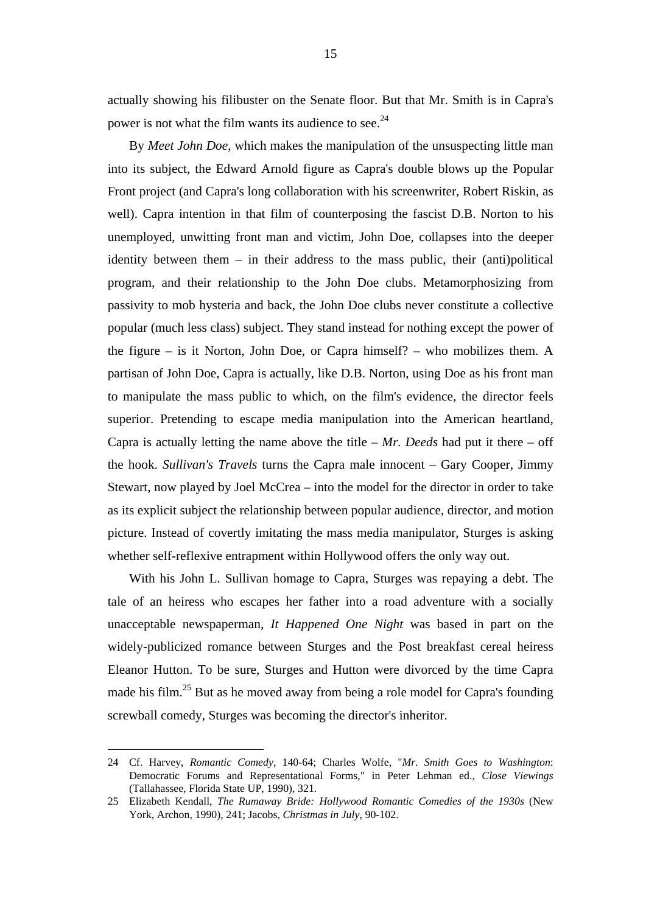actually showing his filibuster on the Senate floor. But that Mr. Smith is in Capra's power is not what the film wants its audience to see.[24]

By *Meet John Doe*, which makes the manipulation of the unsuspecting little man into its subject, the Edward Arnold figure as Capra's double blows up the Popular Front project (and Capra's long collaboration with his screenwriter, Robert Riskin, as well). Capra intention in that film of counterposing the fascist D.B. Norton to his unemployed, unwitting front man and victim, John Doe, collapses into the deeper identity between them – in their address to the mass public, their (anti)political program, and their relationship to the John Doe clubs. Metamorphosizing from passivity to mob hysteria and back, the John Doe clubs never constitute a collective popular (much less class) subject. They stand instead for nothing except the power of the figure – is it Norton, John Doe, or Capra himself? – who mobilizes them. A partisan of John Doe, Capra is actually, like D.B. Norton, using Doe as his front man to manipulate the mass public to which, on the film's evidence, the director feels superior. Pretending to escape media manipulation into the American heartland, Capra is actually letting the name above the title – *Mr. Deeds* had put it there – off the hook. *Sullivan's Travels* turns the Capra male innocent – Gary Cooper, Jimmy Stewart, now played by Joel McCrea – into the model for the director in order to take as its explicit subject the relationship between popular audience, director, and motion picture. Instead of covertly imitating the mass media manipulator, Sturges is asking whether self-reflexive entrapment within Hollywood offers the only way out.

With his John L. Sullivan homage to Capra, Sturges was repaying a debt. The tale of an heiress who escapes her father into a road adventure with a socially unacceptable newspaperman, *It Happened One Night* was based in part on the widely-publicized romance between Sturges and the Post breakfast cereal heiress Eleanor Hutton. To be sure, Sturges and Hutton were divorced by the time Capra made his film.[25] But as he moved away from being a role model for Capra's founding screwball comedy, Sturges was becoming the director's inheritor.

---

24 Cf. Harvey, *Romantic Comedy*, 140-64; Charles Wolfe, "*Mr. Smith Goes to Washington*: Democratic Forums and Representational Forms," in Peter Lehman ed., *Close Viewings* (Tallahassee, Florida State UP, 1990), 321.

25 Elizabeth Kendall, *The Rumaway Bride: Hollywood Romantic Comedies of the 1930s* (New York, Archon, 1990), 241; Jacobs, *Christmas in July*, 90-102.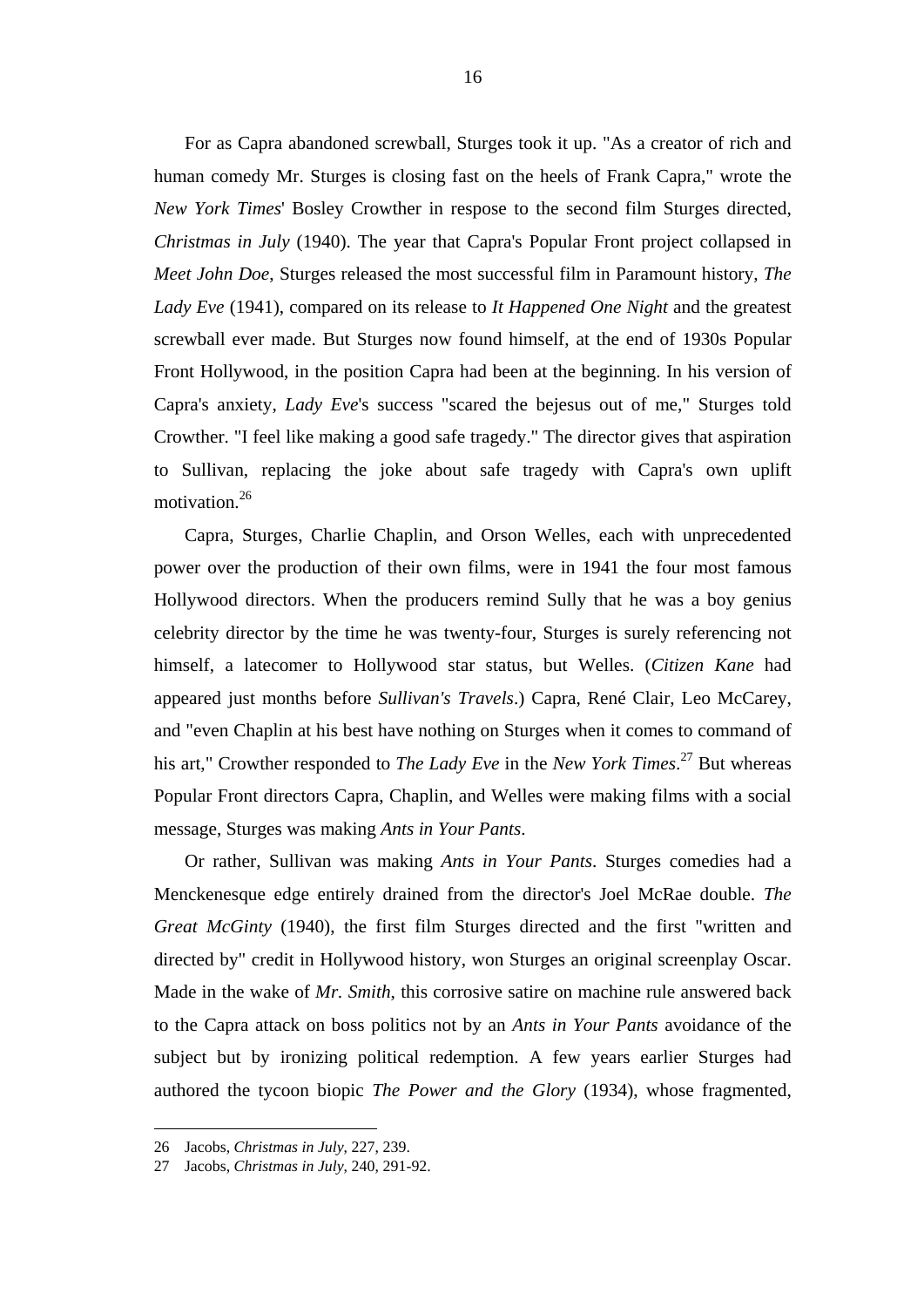For as Capra abandoned screwball, Sturges took it up. "As a creator of rich and human comedy Mr. Sturges is closing fast on the heels of Frank Capra," wrote the *New York Times*' Bosley Crowther in respose to the second film Sturges directed, *Christmas in July* (1940). The year that Capra's Popular Front project collapsed in *Meet John Doe*, Sturges released the most successful film in Paramount history, *The Lady Eve* (1941), compared on its release to *It Happened One Night* and the greatest screwball ever made. But Sturges now found himself, at the end of 1930s Popular Front Hollywood, in the position Capra had been at the beginning. In his version of Capra's anxiety, *Lady Eve*'s success "scared the bejesus out of me," Sturges told Crowther. "I feel like making a good safe tragedy." The director gives that aspiration to Sullivan, replacing the joke about safe tragedy with Capra's own uplift motivation.[26]

Capra, Sturges, Charlie Chaplin, and Orson Welles, each with unprecedented power over the production of their own films, were in 1941 the four most famous Hollywood directors. When the producers remind Sully that he was a boy genius celebrity director by the time he was twenty-four, Sturges is surely referencing not himself, a latecomer to Hollywood star status, but Welles. (*Citizen Kane* had appeared just months before *Sullivan's Travels*.) Capra, René Clair, Leo McCarey, and "even Chaplin at his best have nothing on Sturges when it comes to command of his art," Crowther responded to *The Lady Eve* in the *New York Times*.[27] But whereas Popular Front directors Capra, Chaplin, and Welles were making films with a social message, Sturges was making *Ants in Your Pants*.

Or rather, Sullivan was making *Ants in Your Pants*. Sturges comedies had a Menckenesque edge entirely drained from the director's Joel McRae double. *The Great McGinty* (1940), the first film Sturges directed and the first "written and directed by" credit in Hollywood history, won Sturges an original screenplay Oscar. Made in the wake of *Mr. Smith*, this corrosive satire on machine rule answered back to the Capra attack on boss politics not by an *Ants in Your Pants* avoidance of the subject but by ironizing political redemption. A few years earlier Sturges had authored the tycoon biopic *The Power and the Glory* (1934), whose fragmented,

---

26 Jacobs, *Christmas in July*, 227, 239.

27 Jacobs, *Christmas in July*, 240, 291-92.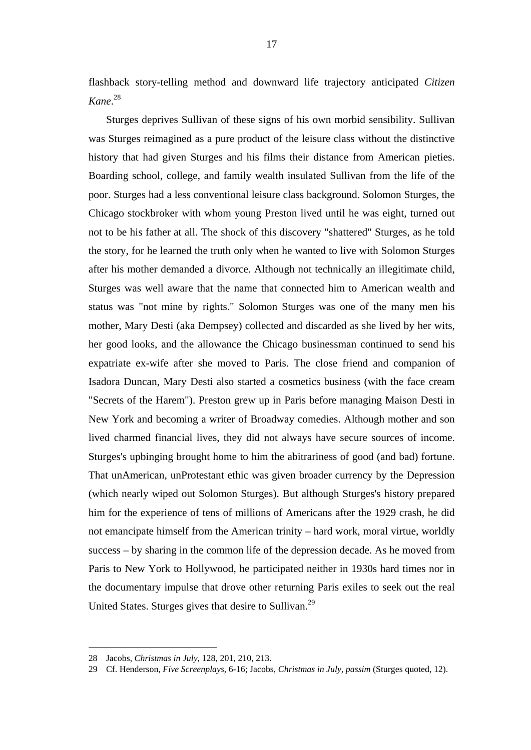flashback story-telling method and downward life trajectory anticipated *Citizen Kane*.[28]

Sturges deprives Sullivan of these signs of his own morbid sensibility. Sullivan was Sturges reimagined as a pure product of the leisure class without the distinctive history that had given Sturges and his films their distance from American pieties. Boarding school, college, and family wealth insulated Sullivan from the life of the poor. Sturges had a less conventional leisure class background. Solomon Sturges, the Chicago stockbroker with whom young Preston lived until he was eight, turned out not to be his father at all. The shock of this discovery "shattered" Sturges, as he told the story, for he learned the truth only when he wanted to live with Solomon Sturges after his mother demanded a divorce. Although not technically an illegitimate child, Sturges was well aware that the name that connected him to American wealth and status was "not mine by rights." Solomon Sturges was one of the many men his mother, Mary Desti (aka Dempsey) collected and discarded as she lived by her wits, her good looks, and the allowance the Chicago businessman continued to send his expatriate ex-wife after she moved to Paris. The close friend and companion of Isadora Duncan, Mary Desti also started a cosmetics business (with the face cream "Secrets of the Harem"). Preston grew up in Paris before managing Maison Desti in New York and becoming a writer of Broadway comedies. Although mother and son lived charmed financial lives, they did not always have secure sources of income. Sturges's upbinging brought home to him the abitrariness of good (and bad) fortune. That unAmerican, unProtestant ethic was given broader currency by the Depression (which nearly wiped out Solomon Sturges). But although Sturges's history prepared him for the experience of tens of millions of Americans after the 1929 crash, he did not emancipate himself from the American trinity – hard work, moral virtue, worldly success – by sharing in the common life of the depression decade. As he moved from Paris to New York to Hollywood, he participated neither in 1930s hard times nor in the documentary impulse that drove other returning Paris exiles to seek out the real United States. Sturges gives that desire to Sullivan.[29]

---

28 Jacobs, *Christmas in July*, 128, 201, 210, 213.

29 Cf. Henderson, *Five Screenplays*, 6-16; Jacobs, *Christmas in July*, *passim* (Sturges quoted, 12).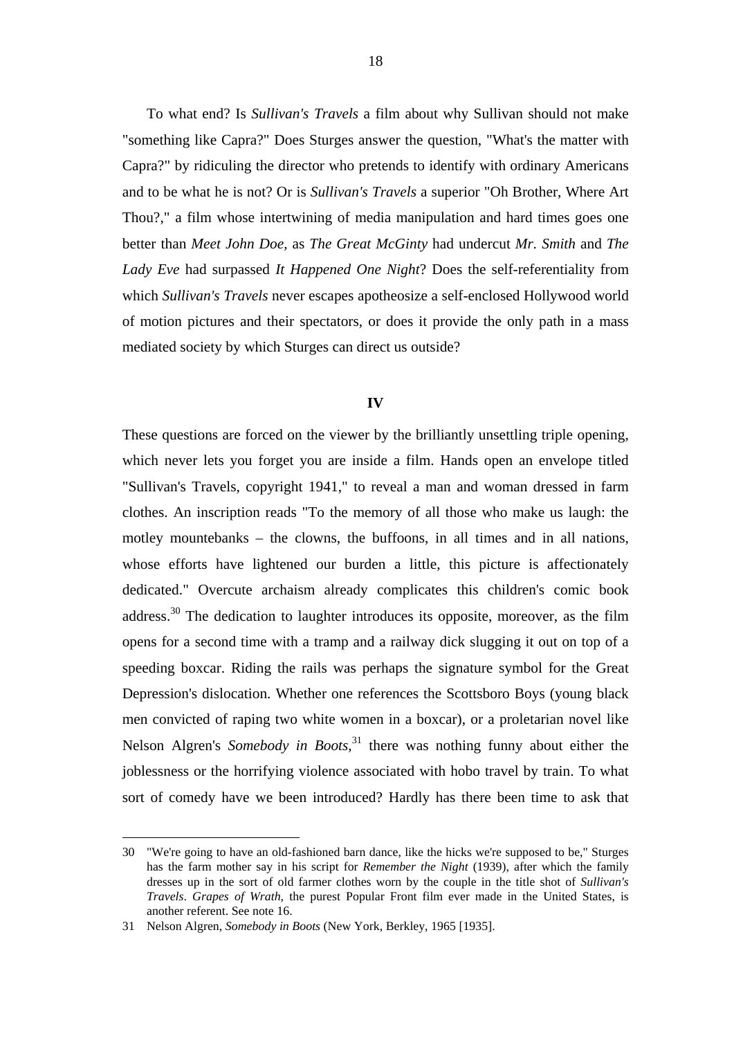To what end? Is *Sullivan's Travels* a film about why Sullivan should not make "something like Capra?" Does Sturges answer the question, "What's the matter with Capra?" by ridiculing the director who pretends to identify with ordinary Americans and to be what he is not? Or is *Sullivan's Travels* a superior "Oh Brother, Where Art Thou?," a film whose intertwining of media manipulation and hard times goes one better than *Meet John Doe*, as *The Great McGinty* had undercut *Mr. Smith* and *The Lady Eve* had surpassed *It Happened One Night*? Does the self-referentiality from which *Sullivan's Travels* never escapes apotheosize a self-enclosed Hollywood world of motion pictures and their spectators, or does it provide the only path in a mass mediated society by which Sturges can direct us outside?

## IV

These questions are forced on the viewer by the brilliantly unsettling triple opening, which never lets you forget you are inside a film. Hands open an envelope titled "Sullivan's Travels, copyright 1941," to reveal a man and woman dressed in farm clothes. An inscription reads "To the memory of all those who make us laugh: the motley mountebanks – the clowns, the buffoons, in all times and in all nations, whose efforts have lightened our burden a little, this picture is affectionately dedicated." Overcute archaism already complicates this children's comic book address.[30] The dedication to laughter introduces its opposite, moreover, as the film opens for a second time with a tramp and a railway dick slugging it out on top of a speeding boxcar. Riding the rails was perhaps the signature symbol for the Great Depression's dislocation. Whether one references the Scottsboro Boys (young black men convicted of raping two white women in a boxcar), or a proletarian novel like Nelson Algren's *Somebody in Boots*,[31] there was nothing funny about either the joblessness or the horrifying violence associated with hobo travel by train. To what sort of comedy have we been introduced? Hardly has there been time to ask that

---

30 "We're going to have an old-fashioned barn dance, like the hicks we're supposed to be," Sturges has the farm mother say in his script for *Remember the Night* (1939), after which the family dresses up in the sort of old farmer clothes worn by the couple in the title shot of *Sullivan's Travels*. *Grapes of Wrath*, the purest Popular Front film ever made in the United States, is another referent. See note 16.

31 Nelson Algren, *Somebody in Boots* (New York, Berkley, 1965 [1935].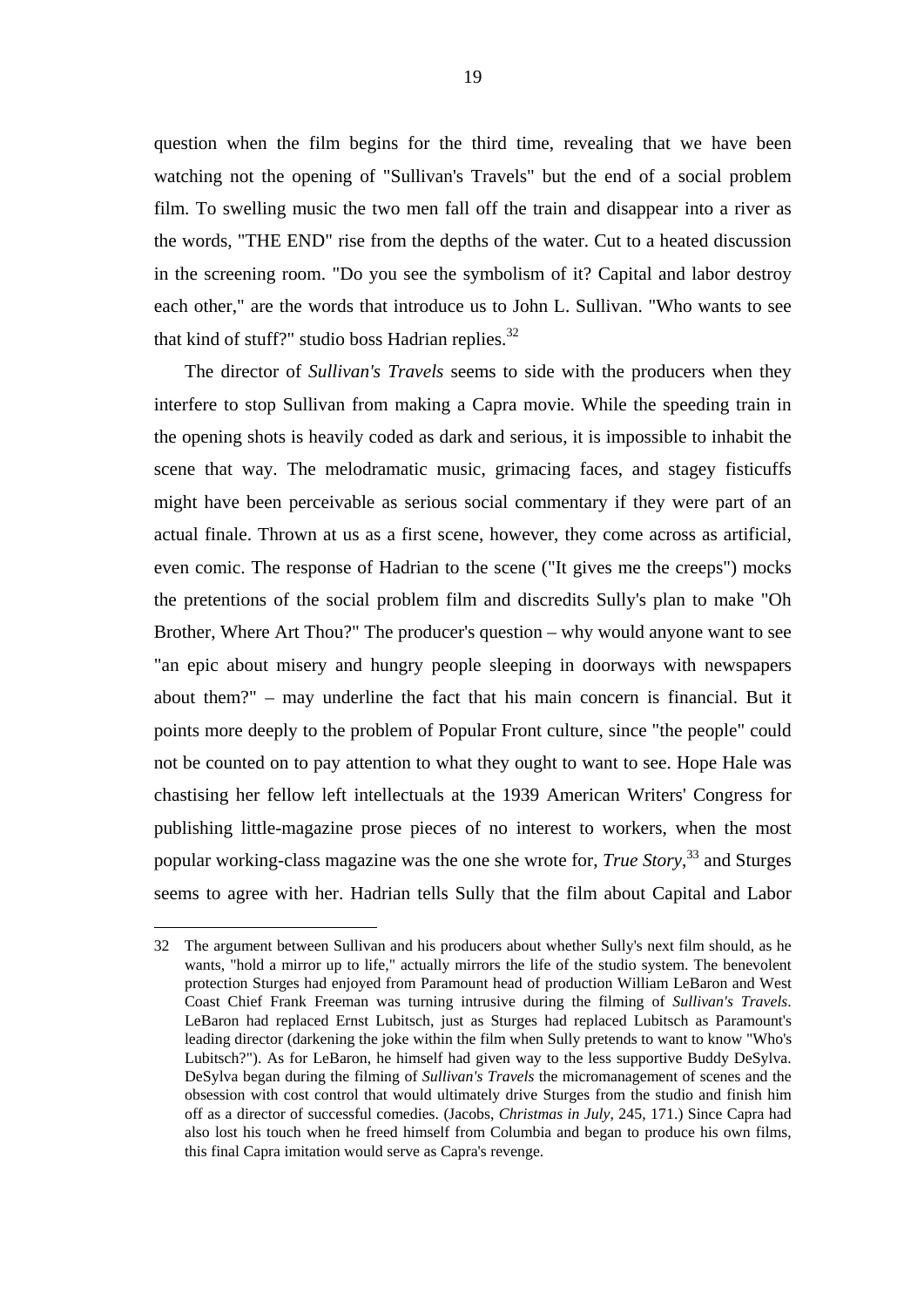question when the film begins for the third time, revealing that we have been watching not the opening of "Sullivan's Travels" but the end of a social problem film. To swelling music the two men fall off the train and disappear into a river as the words, "THE END" rise from the depths of the water. Cut to a heated discussion in the screening room. "Do you see the symbolism of it? Capital and labor destroy each other," are the words that introduce us to John L. Sullivan. "Who wants to see that kind of stuff?" studio boss Hadrian replies.[32]

The director of *Sullivan's Travels* seems to side with the producers when they interfere to stop Sullivan from making a Capra movie. While the speeding train in the opening shots is heavily coded as dark and serious, it is impossible to inhabit the scene that way. The melodramatic music, grimacing faces, and stagey fisticuffs might have been perceivable as serious social commentary if they were part of an actual finale. Thrown at us as a first scene, however, they come across as artificial, even comic. The response of Hadrian to the scene ("It gives me the creeps") mocks the pretentions of the social problem film and discredits Sully's plan to make "Oh Brother, Where Art Thou?" The producer's question – why would anyone want to see "an epic about misery and hungry people sleeping in doorways with newspapers about them?" – may underline the fact that his main concern is financial. But it points more deeply to the problem of Popular Front culture, since "the people" could not be counted on to pay attention to what they ought to want to see. Hope Hale was chastising her fellow left intellectuals at the 1939 American Writers' Congress for publishing little-magazine prose pieces of no interest to workers, when the most popular working-class magazine was the one she wrote for, *True Story*,[33] and Sturges seems to agree with her. Hadrian tells Sully that the film about Capital and Labor

---

32 The argument between Sullivan and his producers about whether Sully's next film should, as he wants, "hold a mirror up to life," actually mirrors the life of the studio system. The benevolent protection Sturges had enjoyed from Paramount head of production William LeBaron and West Coast Chief Frank Freeman was turning intrusive during the filming of *Sullivan's Travels*. LeBaron had replaced Ernst Lubitsch, just as Sturges had replaced Lubitsch as Paramount's leading director (darkening the joke within the film when Sully pretends to want to know "Who's Lubitsch?"). As for LeBaron, he himself had given way to the less supportive Buddy DeSylva. DeSylva began during the filming of *Sullivan's Travels* the micromanagement of scenes and the obsession with cost control that would ultimately drive Sturges from the studio and finish him off as a director of successful comedies. (Jacobs, *Christmas in July*, 245, 171.) Since Capra had also lost his touch when he freed himself from Columbia and began to produce his own films, this final Capra imitation would serve as Capra's revenge.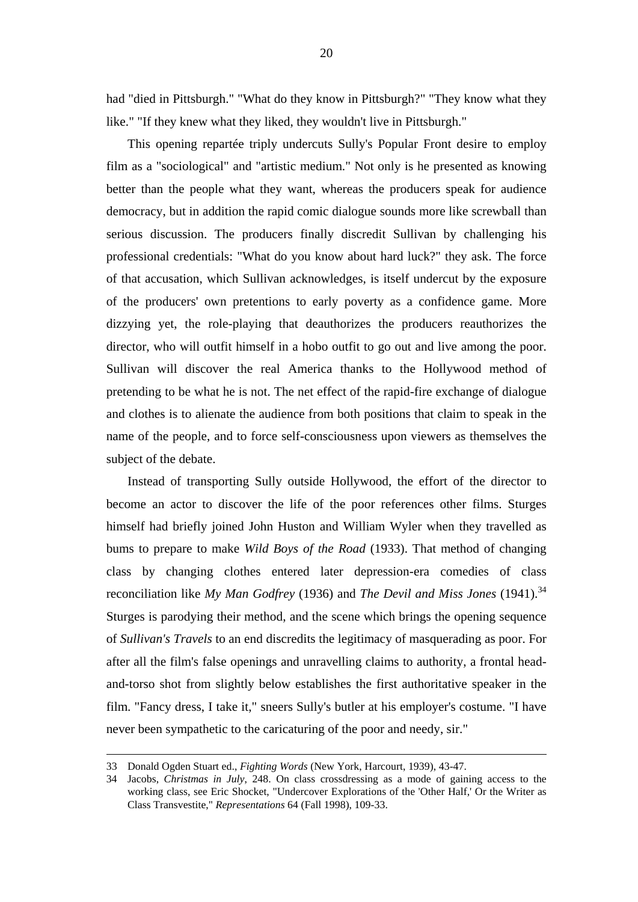had "died in Pittsburgh." "What do they know in Pittsburgh?" "They know what they like." "If they knew what they liked, they wouldn't live in Pittsburgh."

This opening repartée triply undercuts Sully's Popular Front desire to employ film as a "sociological" and "artistic medium." Not only is he presented as knowing better than the people what they want, whereas the producers speak for audience democracy, but in addition the rapid comic dialogue sounds more like screwball than serious discussion. The producers finally discredit Sullivan by challenging his professional credentials: "What do you know about hard luck?" they ask. The force of that accusation, which Sullivan acknowledges, is itself undercut by the exposure of the producers' own pretentions to early poverty as a confidence game. More dizzying yet, the role-playing that deauthorizes the producers reauthorizes the director, who will outfit himself in a hobo outfit to go out and live among the poor. Sullivan will discover the real America thanks to the Hollywood method of pretending to be what he is not. The net effect of the rapid-fire exchange of dialogue and clothes is to alienate the audience from both positions that claim to speak in the name of the people, and to force self-consciousness upon viewers as themselves the subject of the debate.

Instead of transporting Sully outside Hollywood, the effort of the director to become an actor to discover the life of the poor references other films. Sturges himself had briefly joined John Huston and William Wyler when they travelled as bums to prepare to make *Wild Boys of the Road* (1933). That method of changing class by changing clothes entered later depression-era comedies of class reconciliation like *My Man Godfrey* (1936) and *The Devil and Miss Jones* (1941).[34] Sturges is parodying their method, and the scene which brings the opening sequence of *Sullivan's Travels* to an end discredits the legitimacy of masquerading as poor. For after all the film's false openings and unravelling claims to authority, a frontal head-and-torso shot from slightly below establishes the first authoritative speaker in the film. "Fancy dress, I take it," sneers Sully's butler at his employer's costume. "I have never been sympathetic to the caricaturing of the poor and needy, sir."

---

33 Donald Ogden Stuart ed., *Fighting Words* (New York, Harcourt, 1939), 43-47.

34 Jacobs, *Christmas in July*, 248. On class crossdressing as a mode of gaining access to the working class, see Eric Shocket, "Undercover Explorations of the 'Other Half,' Or the Writer as Class Transvestite," *Representations* 64 (Fall 1998), 109-33.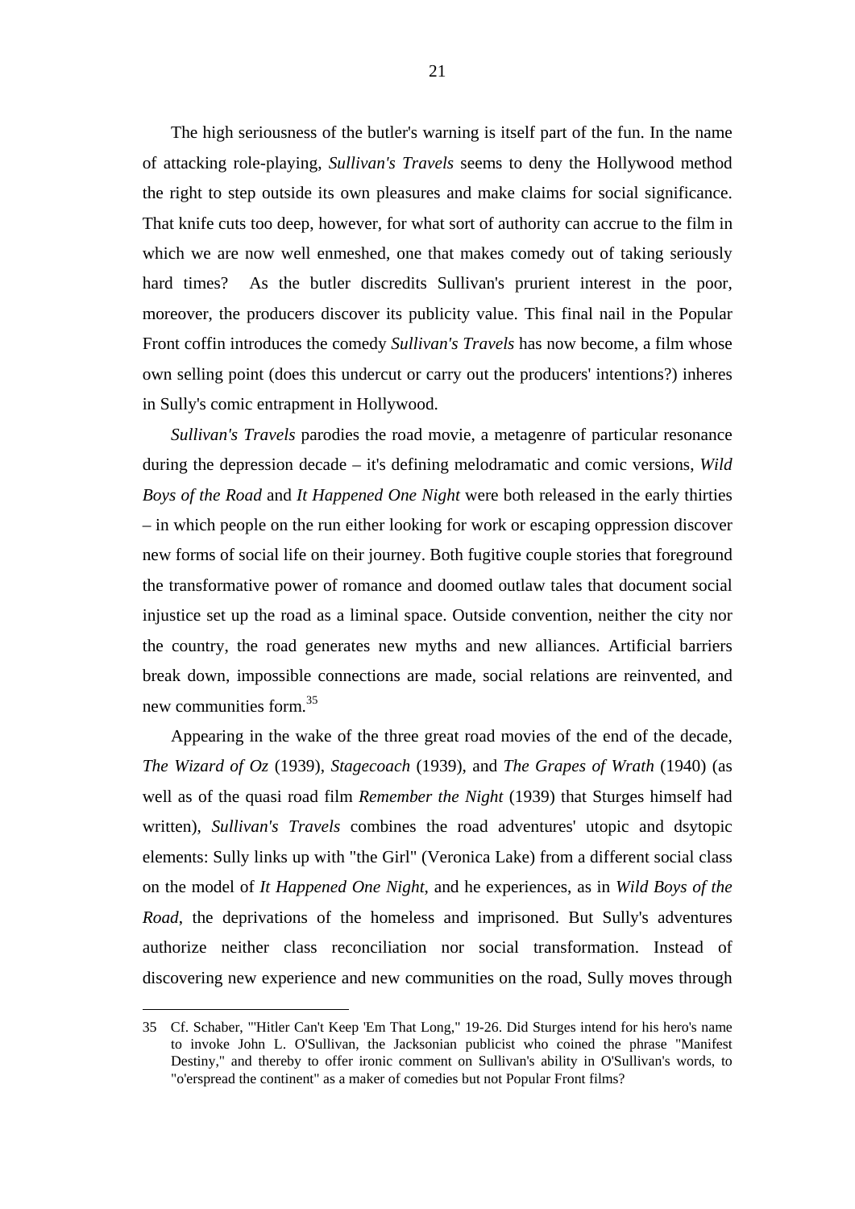The high seriousness of the butler's warning is itself part of the fun. In the name of attacking role-playing, *Sullivan's Travels* seems to deny the Hollywood method the right to step outside its own pleasures and make claims for social significance. That knife cuts too deep, however, for what sort of authority can accrue to the film in which we are now well enmeshed, one that makes comedy out of taking seriously hard times? As the butler discredits Sullivan's prurient interest in the poor, moreover, the producers discover its publicity value. This final nail in the Popular Front coffin introduces the comedy *Sullivan's Travels* has now become, a film whose own selling point (does this undercut or carry out the producers' intentions?) inheres in Sully's comic entrapment in Hollywood.

*Sullivan's Travels* parodies the road movie, a metagenre of particular resonance during the depression decade – it's defining melodramatic and comic versions, *Wild Boys of the Road* and *It Happened One Night* were both released in the early thirties – in which people on the run either looking for work or escaping oppression discover new forms of social life on their journey. Both fugitive couple stories that foreground the transformative power of romance and doomed outlaw tales that document social injustice set up the road as a liminal space. Outside convention, neither the city nor the country, the road generates new myths and new alliances. Artificial barriers break down, impossible connections are made, social relations are reinvented, and new communities form.[35]

Appearing in the wake of the three great road movies of the end of the decade, *The Wizard of Oz* (1939), *Stagecoach* (1939), and *The Grapes of Wrath* (1940) (as well as of the quasi road film *Remember the Night* (1939) that Sturges himself had written), *Sullivan's Travels* combines the road adventures' utopic and dsytopic elements: Sully links up with "the Girl" (Veronica Lake) from a different social class on the model of *It Happened One Night*, and he experiences, as in *Wild Boys of the Road*, the deprivations of the homeless and imprisoned. But Sully's adventures authorize neither class reconciliation nor social transformation. Instead of discovering new experience and new communities on the road, Sully moves through

---

35 Cf. Schaber, "'Hitler Can't Keep 'Em That Long," 19-26. Did Sturges intend for his hero's name to invoke John L. O'Sullivan, the Jacksonian publicist who coined the phrase "Manifest Destiny," and thereby to offer ironic comment on Sullivan's ability in O'Sullivan's words, to "o'erspread the continent" as a maker of comedies but not Popular Front films?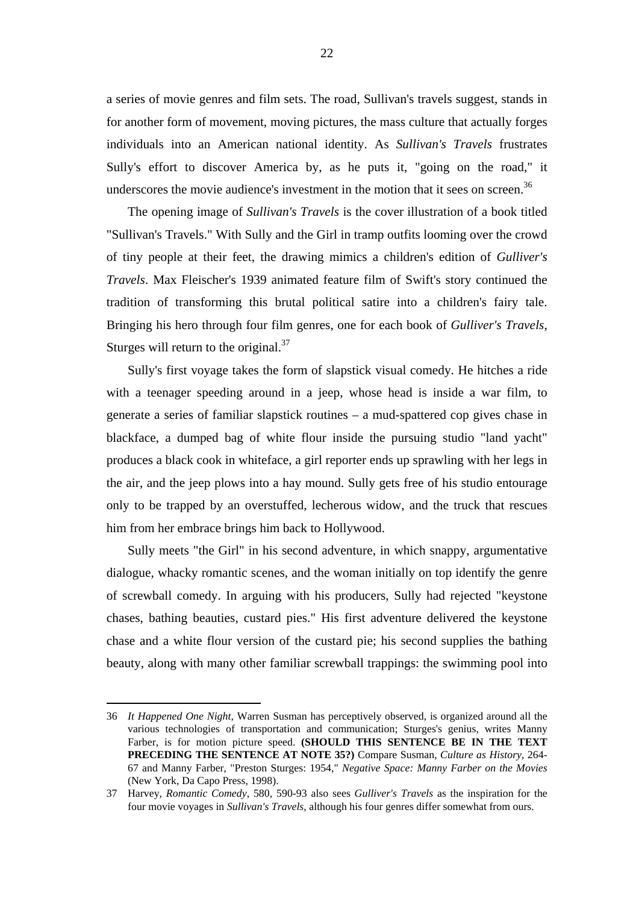a series of movie genres and film sets. The road, Sullivan's travels suggest, stands in for another form of movement, moving pictures, the mass culture that actually forges individuals into an American national identity. As *Sullivan's Travels* frustrates Sully's effort to discover America by, as he puts it, "going on the road," it underscores the movie audience's investment in the motion that it sees on screen.[36]

The opening image of *Sullivan's Travels* is the cover illustration of a book titled "Sullivan's Travels." With Sully and the Girl in tramp outfits looming over the crowd of tiny people at their feet, the drawing mimics a children's edition of *Gulliver's Travels*. Max Fleischer's 1939 animated feature film of Swift's story continued the tradition of transforming this brutal political satire into a children's fairy tale. Bringing his hero through four film genres, one for each book of *Gulliver's Travels*, Sturges will return to the original.[37]

Sully's first voyage takes the form of slapstick visual comedy. He hitches a ride with a teenager speeding around in a jeep, whose head is inside a war film, to generate a series of familiar slapstick routines – a mud-spattered cop gives chase in blackface, a dumped bag of white flour inside the pursuing studio "land yacht" produces a black cook in whiteface, a girl reporter ends up sprawling with her legs in the air, and the jeep plows into a hay mound. Sully gets free of his studio entourage only to be trapped by an overstuffed, lecherous widow, and the truck that rescues him from her embrace brings him back to Hollywood.

Sully meets "the Girl" in his second adventure, in which snappy, argumentative dialogue, whacky romantic scenes, and the woman initially on top identify the genre of screwball comedy. In arguing with his producers, Sully had rejected "keystone chases, bathing beauties, custard pies." His first adventure delivered the keystone chase and a white flour version of the custard pie; his second supplies the bathing beauty, along with many other familiar screwball trappings: the swimming pool into

---

36 *It Happened One Night*, Warren Susman has perceptively observed, is organized around all the various technologies of transportation and communication; Sturges's genius, writes Manny Farber, is for motion picture speed. **(SHOULD THIS SENTENCE BE IN THE TEXT PRECEDING THE SENTENCE AT NOTE 35?)** Compare Susman, *Culture as History*, 264-67 and Manny Farber, "Preston Sturges: 1954," *Negative Space: Manny Farber on the Movies* (New York, Da Capo Press, 1998).

37 Harvey, *Romantic Comedy*, 580, 590-93 also sees *Gulliver's Travels* as the inspiration for the four movie voyages in *Sullivan's Travels*, although his four genres differ somewhat from ours.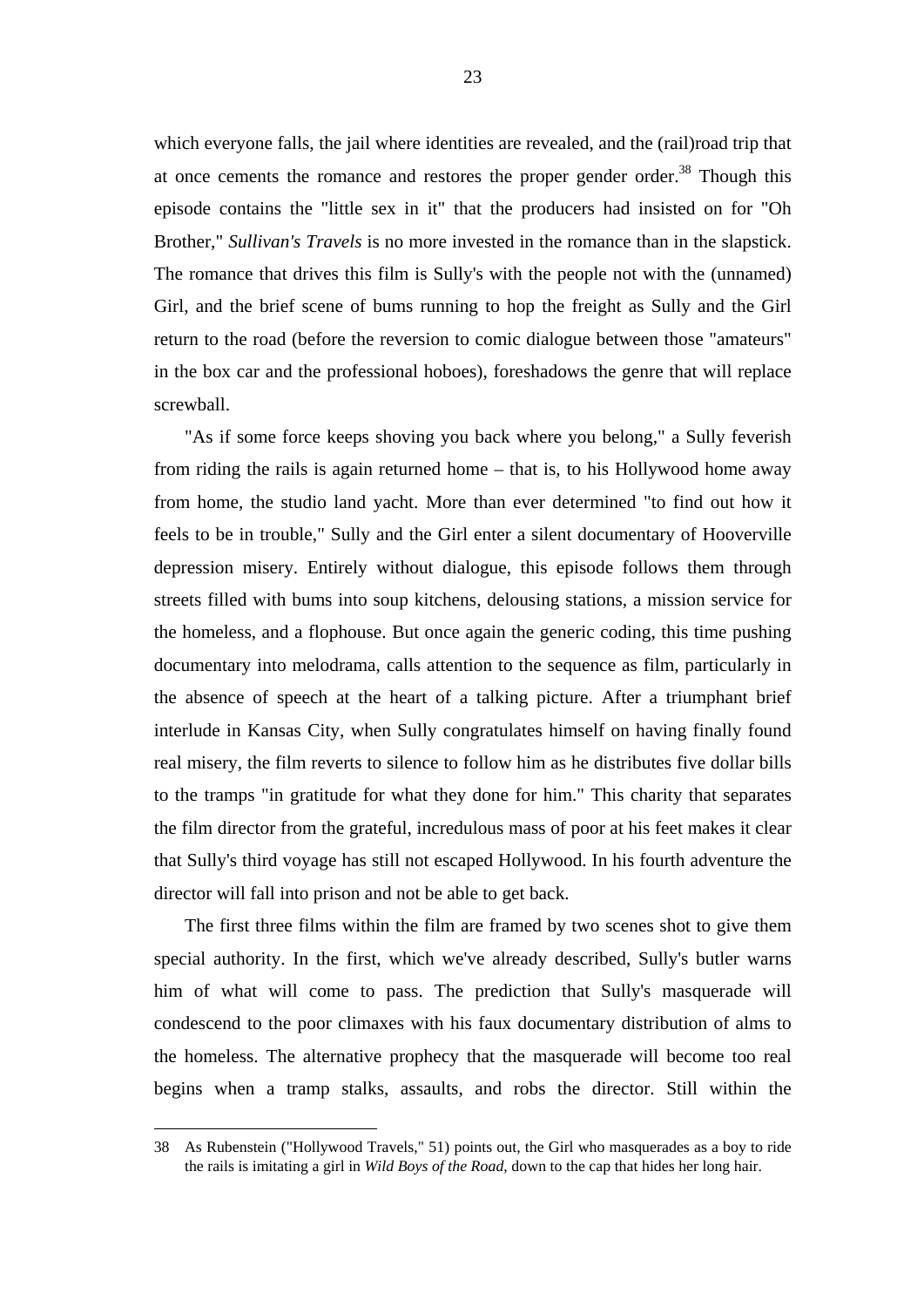which everyone falls, the jail where identities are revealed, and the (rail)road trip that at once cements the romance and restores the proper gender order.[38] Though this episode contains the "little sex in it" that the producers had insisted on for "Oh Brother," *Sullivan's Travels* is no more invested in the romance than in the slapstick. The romance that drives this film is Sully's with the people not with the (unnamed) Girl, and the brief scene of bums running to hop the freight as Sully and the Girl return to the road (before the reversion to comic dialogue between those "amateurs" in the box car and the professional hoboes), foreshadows the genre that will replace screwball.

"As if some force keeps shoving you back where you belong," a Sully feverish from riding the rails is again returned home – that is, to his Hollywood home away from home, the studio land yacht. More than ever determined "to find out how it feels to be in trouble," Sully and the Girl enter a silent documentary of Hooverville depression misery. Entirely without dialogue, this episode follows them through streets filled with bums into soup kitchens, delousing stations, a mission service for the homeless, and a flophouse. But once again the generic coding, this time pushing documentary into melodrama, calls attention to the sequence as film, particularly in the absence of speech at the heart of a talking picture. After a triumphant brief interlude in Kansas City, when Sully congratulates himself on having finally found real misery, the film reverts to silence to follow him as he distributes five dollar bills to the tramps "in gratitude for what they done for him." This charity that separates the film director from the grateful, incredulous mass of poor at his feet makes it clear that Sully's third voyage has still not escaped Hollywood. In his fourth adventure the director will fall into prison and not be able to get back.

The first three films within the film are framed by two scenes shot to give them special authority. In the first, which we've already described, Sully's butler warns him of what will come to pass. The prediction that Sully's masquerade will condescend to the poor climaxes with his faux documentary distribution of alms to the homeless. The alternative prophecy that the masquerade will become too real begins when a tramp stalks, assaults, and robs the director. Still within the

38 As Rubenstein ("Hollywood Travels," 51) points out, the Girl who masquerades as a boy to ride the rails is imitating a girl in *Wild Boys of the Road*, down to the cap that hides her long hair.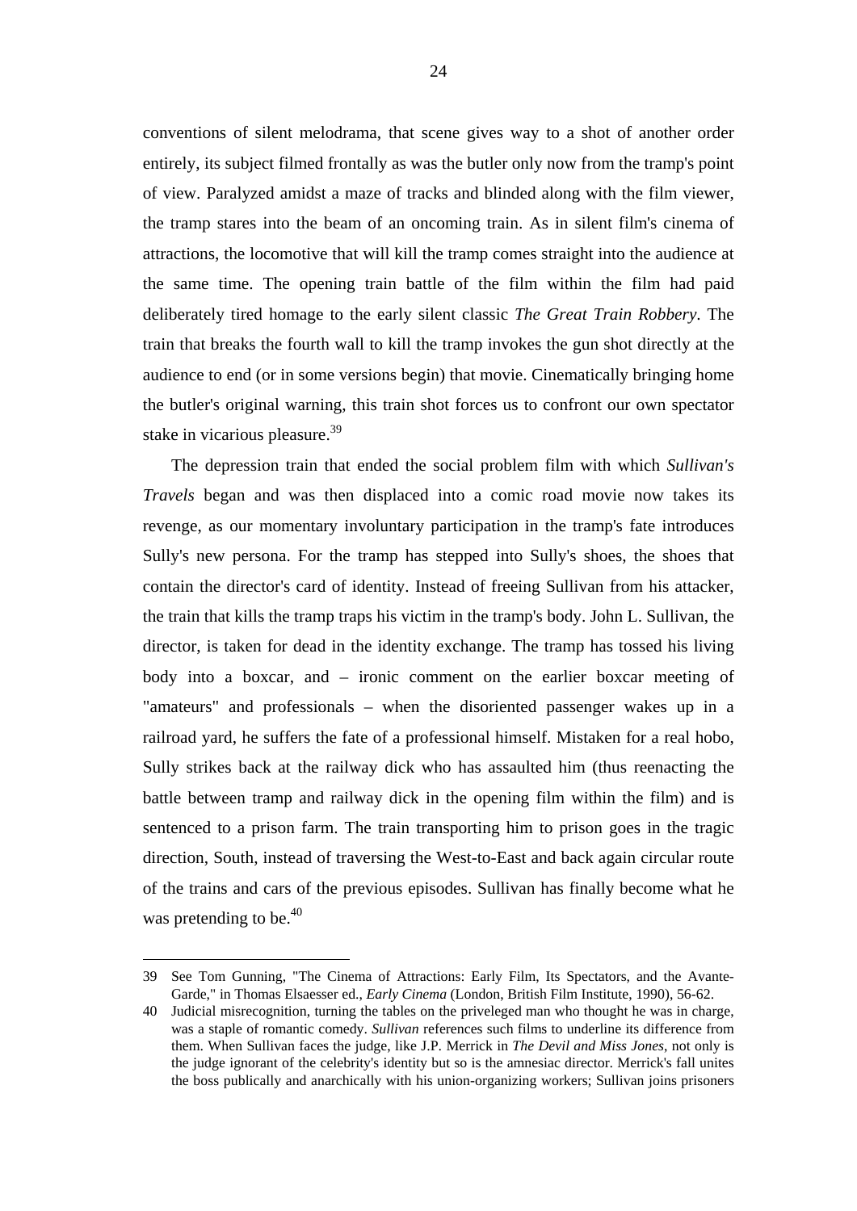conventions of silent melodrama, that scene gives way to a shot of another order entirely, its subject filmed frontally as was the butler only now from the tramp's point of view. Paralyzed amidst a maze of tracks and blinded along with the film viewer, the tramp stares into the beam of an oncoming train. As in silent film's cinema of attractions, the locomotive that will kill the tramp comes straight into the audience at the same time. The opening train battle of the film within the film had paid deliberately tired homage to the early silent classic *The Great Train Robbery*. The train that breaks the fourth wall to kill the tramp invokes the gun shot directly at the audience to end (or in some versions begin) that movie. Cinematically bringing home the butler's original warning, this train shot forces us to confront our own spectator stake in vicarious pleasure.[39]

The depression train that ended the social problem film with which *Sullivan's Travels* began and was then displaced into a comic road movie now takes its revenge, as our momentary involuntary participation in the tramp's fate introduces Sully's new persona. For the tramp has stepped into Sully's shoes, the shoes that contain the director's card of identity. Instead of freeing Sullivan from his attacker, the train that kills the tramp traps his victim in the tramp's body. John L. Sullivan, the director, is taken for dead in the identity exchange. The tramp has tossed his living body into a boxcar, and – ironic comment on the earlier boxcar meeting of "amateurs" and professionals – when the disoriented passenger wakes up in a railroad yard, he suffers the fate of a professional himself. Mistaken for a real hobo, Sully strikes back at the railway dick who has assaulted him (thus reenacting the battle between tramp and railway dick in the opening film within the film) and is sentenced to a prison farm. The train transporting him to prison goes in the tragic direction, South, instead of traversing the West-to-East and back again circular route of the trains and cars of the previous episodes. Sullivan has finally become what he was pretending to be.[40]

39 See Tom Gunning, "The Cinema of Attractions: Early Film, Its Spectators, and the Avante-Garde," in Thomas Elsaesser ed., *Early Cinema* (London, British Film Institute, 1990), 56-62.

40 Judicial misrecognition, turning the tables on the priveleged man who thought he was in charge, was a staple of romantic comedy. *Sullivan* references such films to underline its difference from them. When Sullivan faces the judge, like J.P. Merrick in *The Devil and Miss Jones*, not only is the judge ignorant of the celebrity's identity but so is the amnesiac director. Merrick's fall unites the boss publically and anarchically with his union-organizing workers; Sullivan joins prisoners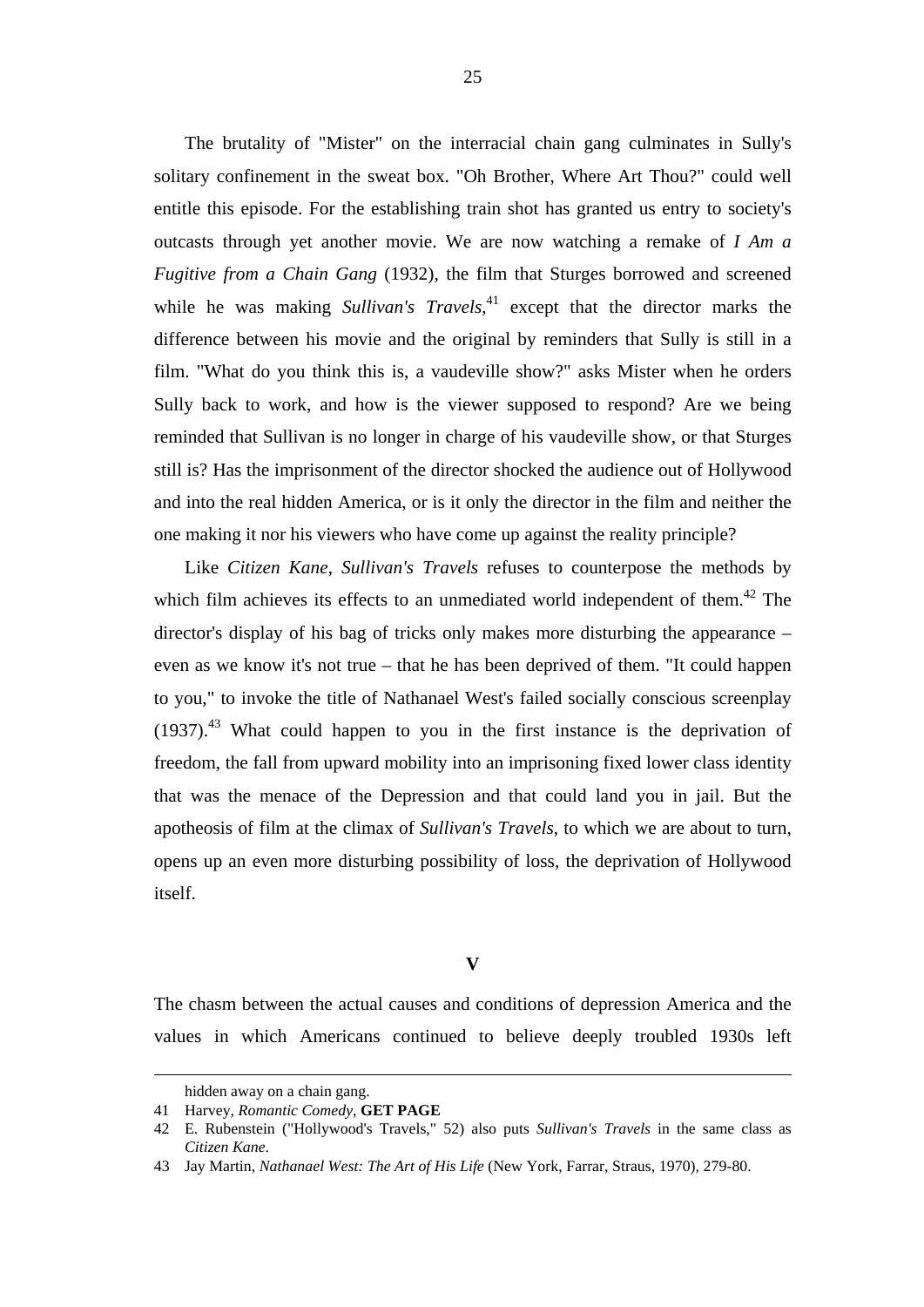The brutality of "Mister" on the interracial chain gang culminates in Sully's solitary confinement in the sweat box. "Oh Brother, Where Art Thou?" could well entitle this episode. For the establishing train shot has granted us entry to society's outcasts through yet another movie. We are now watching a remake of *I Am a Fugitive from a Chain Gang* (1932), the film that Sturges borrowed and screened while he was making *Sullivan's Travels*,[41] except that the director marks the difference between his movie and the original by reminders that Sully is still in a film. "What do you think this is, a vaudeville show?" asks Mister when he orders Sully back to work, and how is the viewer supposed to respond? Are we being reminded that Sullivan is no longer in charge of his vaudeville show, or that Sturges still is? Has the imprisonment of the director shocked the audience out of Hollywood and into the real hidden America, or is it only the director in the film and neither the one making it nor his viewers who have come up against the reality principle?

Like *Citizen Kane*, *Sullivan's Travels* refuses to counterpose the methods by which film achieves its effects to an unmediated world independent of them.[42] The director's display of his bag of tricks only makes more disturbing the appearance – even as we know it's not true – that he has been deprived of them. "It could happen to you," to invoke the title of Nathanael West's failed socially conscious screenplay (1937).[43] What could happen to you in the first instance is the deprivation of freedom, the fall from upward mobility into an imprisoning fixed lower class identity that was the menace of the Depression and that could land you in jail. But the apotheosis of film at the climax of *Sullivan's Travels*, to which we are about to turn, opens up an even more disturbing possibility of loss, the deprivation of Hollywood itself.

## V

The chasm between the actual causes and conditions of depression America and the values in which Americans continued to believe deeply troubled 1930s left

---

hidden away on a chain gang.

41 Harvey, *Romantic Comedy*, **GET PAGE**

42 E. Rubenstein ("Hollywood's Travels," 52) also puts *Sullivan's Travels* in the same class as *Citizen Kane*.

43 Jay Martin, *Nathanael West: The Art of His Life* (New York, Farrar, Straus, 1970), 279-80.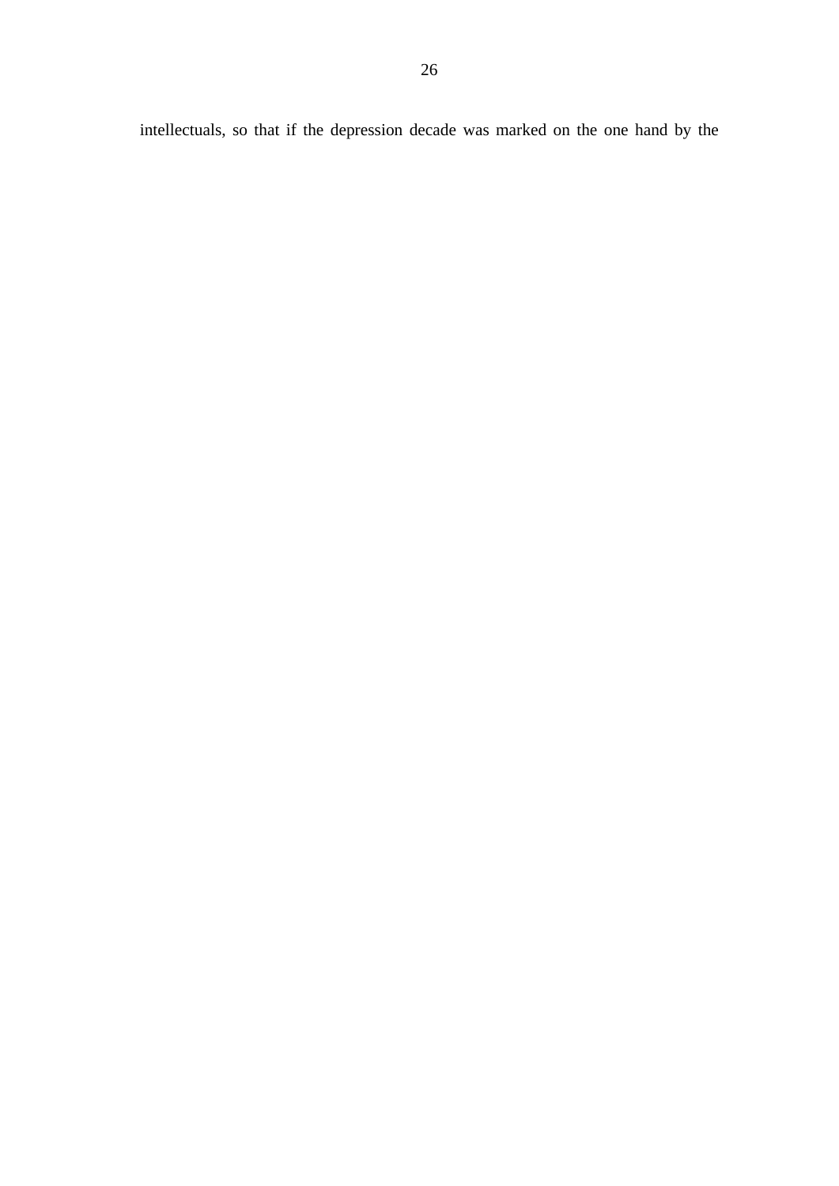intellectuals, so that if the depression decade was marked on the one hand by the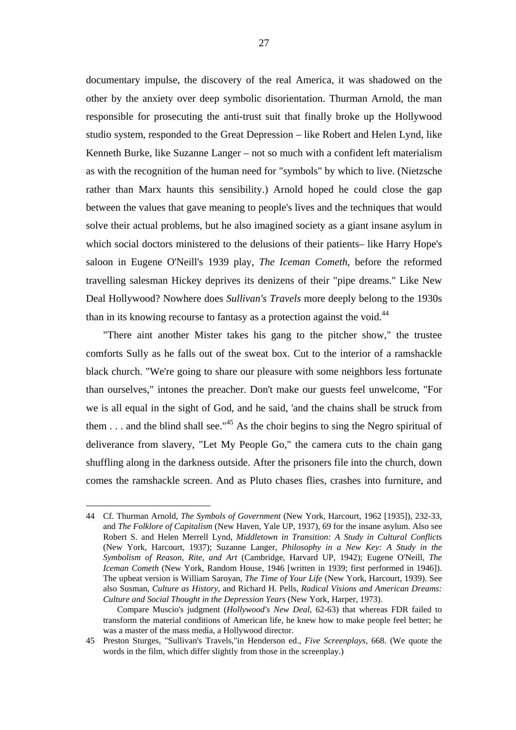documentary impulse, the discovery of the real America, it was shadowed on the other by the anxiety over deep symbolic disorientation. Thurman Arnold, the man responsible for prosecuting the anti-trust suit that finally broke up the Hollywood studio system, responded to the Great Depression – like Robert and Helen Lynd, like Kenneth Burke, like Suzanne Langer – not so much with a confident left materialism as with the recognition of the human need for "symbols" by which to live. (Nietzsche rather than Marx haunts this sensibility.) Arnold hoped he could close the gap between the values that gave meaning to people's lives and the techniques that would solve their actual problems, but he also imagined society as a giant insane asylum in which social doctors ministered to the delusions of their patients– like Harry Hope's saloon in Eugene O'Neill's 1939 play, *The Iceman Cometh*, before the reformed travelling salesman Hickey deprives its denizens of their "pipe dreams." Like New Deal Hollywood? Nowhere does *Sullivan's Travels* more deeply belong to the 1930s than in its knowing recourse to fantasy as a protection against the void.[44]

"There aint another Mister takes his gang to the pitcher show," the trustee comforts Sully as he falls out of the sweat box. Cut to the interior of a ramshackle black church. "We're going to share our pleasure with some neighbors less fortunate than ourselves," intones the preacher. Don't make our guests feel unwelcome, "For we is all equal in the sight of God, and he said, 'and the chains shall be struck from them . . . and the blind shall see."[45] As the choir begins to sing the Negro spiritual of deliverance from slavery, "Let My People Go," the camera cuts to the chain gang shuffling along in the darkness outside. After the prisoners file into the church, down comes the ramshackle screen. And as Pluto chases flies, crashes into furniture, and

---

44 Cf. Thurman Arnold, *The Symbols of Government* (New York, Harcourt, 1962 [1935]), 232-33, and *The Folklore of Capitalism* (New Haven, Yale UP, 1937), 69 for the insane asylum. Also see Robert S. and Helen Merrell Lynd, *Middletown in Transition: A Study in Cultural Conflicts* (New York, Harcourt, 1937); Suzanne Langer, *Philosophy in a New Key: A Study in the Symbolism of Reason, Rite, and Art* (Cambridge, Harvard UP, 1942); Eugene O'Neill, *The Iceman Cometh* (New York, Random House, 1946 [written in 1939; first performed in 1946]). The upbeat version is William Saroyan, *The Time of Your Life* (New York, Harcourt, 1939). See also Susman, *Culture as History*, and Richard H. Pells, *Radical Visions and American Dreams: Culture and Social Thought in the Depression Years* (New York, Harper, 1973).

Compare Muscio's judgment (*Hollywood's New Deal*, 62-63) that whereas FDR failed to transform the material conditions of American life, he knew how to make people feel better; he was a master of the mass media, a Hollywood director.

45 Preston Sturges, "Sullivan's Travels,"in Henderson ed., *Five Screenplays*, 668. (We quote the words in the film, which differ slightly from those in the screenplay.)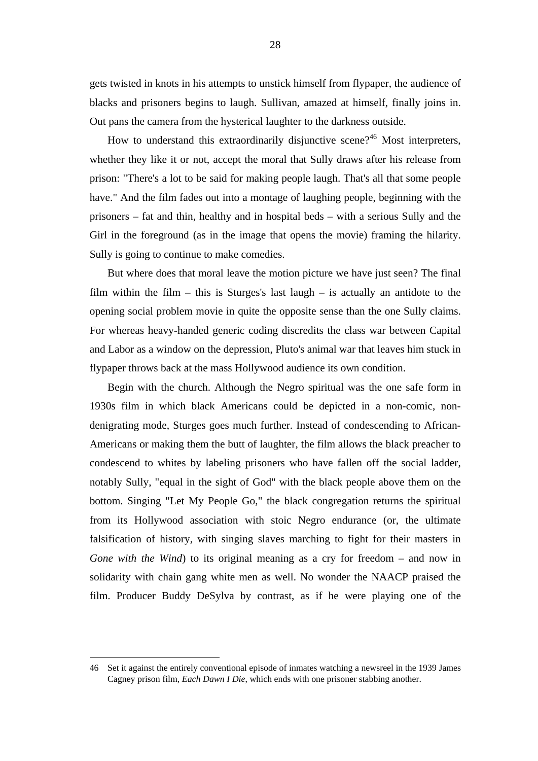gets twisted in knots in his attempts to unstick himself from flypaper, the audience of blacks and prisoners begins to laugh. Sullivan, amazed at himself, finally joins in. Out pans the camera from the hysterical laughter to the darkness outside.

How to understand this extraordinarily disjunctive scene?[46] Most interpreters, whether they like it or not, accept the moral that Sully draws after his release from prison: "There's a lot to be said for making people laugh. That's all that some people have." And the film fades out into a montage of laughing people, beginning with the prisoners – fat and thin, healthy and in hospital beds – with a serious Sully and the Girl in the foreground (as in the image that opens the movie) framing the hilarity. Sully is going to continue to make comedies.

But where does that moral leave the motion picture we have just seen? The final film within the film – this is Sturges's last laugh – is actually an antidote to the opening social problem movie in quite the opposite sense than the one Sully claims. For whereas heavy-handed generic coding discredits the class war between Capital and Labor as a window on the depression, Pluto's animal war that leaves him stuck in flypaper throws back at the mass Hollywood audience its own condition.

Begin with the church. Although the Negro spiritual was the one safe form in 1930s film in which black Americans could be depicted in a non-comic, non-denigrating mode, Sturges goes much further. Instead of condescending to African-Americans or making them the butt of laughter, the film allows the black preacher to condescend to whites by labeling prisoners who have fallen off the social ladder, notably Sully, "equal in the sight of God" with the black people above them on the bottom. Singing "Let My People Go," the black congregation returns the spiritual from its Hollywood association with stoic Negro endurance (or, the ultimate falsification of history, with singing slaves marching to fight for their masters in *Gone with the Wind*) to its original meaning as a cry for freedom – and now in solidarity with chain gang white men as well. No wonder the NAACP praised the film. Producer Buddy DeSylva by contrast, as if he were playing one of the

---

46 Set it against the entirely conventional episode of inmates watching a newsreel in the 1939 James Cagney prison film, *Each Dawn I Die*, which ends with one prisoner stabbing another.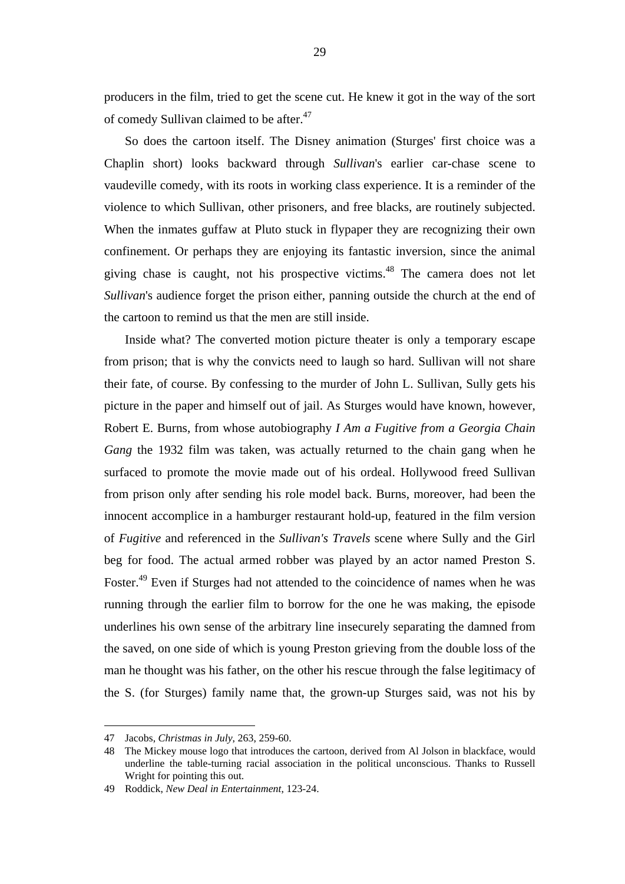producers in the film, tried to get the scene cut. He knew it got in the way of the sort of comedy Sullivan claimed to be after.[47]

So does the cartoon itself. The Disney animation (Sturges' first choice was a Chaplin short) looks backward through *Sullivan*'s earlier car-chase scene to vaudeville comedy, with its roots in working class experience. It is a reminder of the violence to which Sullivan, other prisoners, and free blacks, are routinely subjected. When the inmates guffaw at Pluto stuck in flypaper they are recognizing their own confinement. Or perhaps they are enjoying its fantastic inversion, since the animal giving chase is caught, not his prospective victims.[48] The camera does not let *Sullivan*'s audience forget the prison either, panning outside the church at the end of the cartoon to remind us that the men are still inside.

Inside what? The converted motion picture theater is only a temporary escape from prison; that is why the convicts need to laugh so hard. Sullivan will not share their fate, of course. By confessing to the murder of John L. Sullivan, Sully gets his picture in the paper and himself out of jail. As Sturges would have known, however, Robert E. Burns, from whose autobiography *I Am a Fugitive from a Georgia Chain Gang* the 1932 film was taken, was actually returned to the chain gang when he surfaced to promote the movie made out of his ordeal. Hollywood freed Sullivan from prison only after sending his role model back. Burns, moreover, had been the innocent accomplice in a hamburger restaurant hold-up, featured in the film version of *Fugitive* and referenced in the *Sullivan's Travels* scene where Sully and the Girl beg for food. The actual armed robber was played by an actor named Preston S. Foster.[49] Even if Sturges had not attended to the coincidence of names when he was running through the earlier film to borrow for the one he was making, the episode underlines his own sense of the arbitrary line insecurely separating the damned from the saved, on one side of which is young Preston grieving from the double loss of the man he thought was his father, on the other his rescue through the false legitimacy of the S. (for Sturges) family name that, the grown-up Sturges said, was not his by

---

47 Jacobs, *Christmas in July*, 263, 259-60.

48 The Mickey mouse logo that introduces the cartoon, derived from Al Jolson in blackface, would underline the table-turning racial association in the political unconscious. Thanks to Russell Wright for pointing this out.

49 Roddick, *New Deal in Entertainment*, 123-24.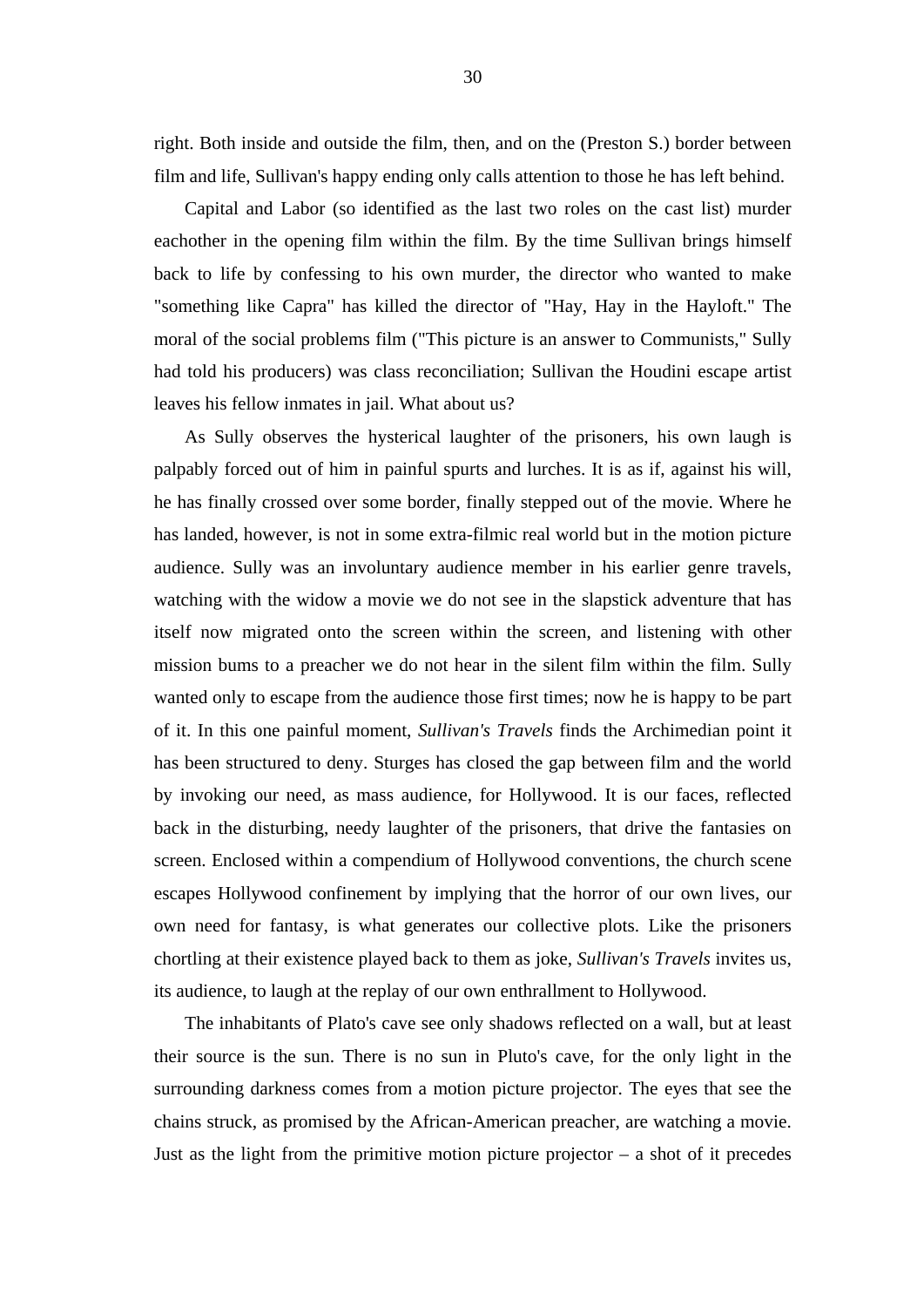right. Both inside and outside the film, then, and on the (Preston S.) border between film and life, Sullivan's happy ending only calls attention to those he has left behind.

Capital and Labor (so identified as the last two roles on the cast list) murder eachother in the opening film within the film. By the time Sullivan brings himself back to life by confessing to his own murder, the director who wanted to make "something like Capra" has killed the director of "Hay, Hay in the Hayloft." The moral of the social problems film ("This picture is an answer to Communists," Sully had told his producers) was class reconciliation; Sullivan the Houdini escape artist leaves his fellow inmates in jail. What about us?

As Sully observes the hysterical laughter of the prisoners, his own laugh is palpably forced out of him in painful spurts and lurches. It is as if, against his will, he has finally crossed over some border, finally stepped out of the movie. Where he has landed, however, is not in some extra-filmic real world but in the motion picture audience. Sully was an involuntary audience member in his earlier genre travels, watching with the widow a movie we do not see in the slapstick adventure that has itself now migrated onto the screen within the screen, and listening with other mission bums to a preacher we do not hear in the silent film within the film. Sully wanted only to escape from the audience those first times; now he is happy to be part of it. In this one painful moment, *Sullivan's Travels* finds the Archimedian point it has been structured to deny. Sturges has closed the gap between film and the world by invoking our need, as mass audience, for Hollywood. It is our faces, reflected back in the disturbing, needy laughter of the prisoners, that drive the fantasies on screen. Enclosed within a compendium of Hollywood conventions, the church scene escapes Hollywood confinement by implying that the horror of our own lives, our own need for fantasy, is what generates our collective plots. Like the prisoners chortling at their existence played back to them as joke, *Sullivan's Travels* invites us, its audience, to laugh at the replay of our own enthrallment to Hollywood.

The inhabitants of Plato's cave see only shadows reflected on a wall, but at least their source is the sun. There is no sun in Pluto's cave, for the only light in the surrounding darkness comes from a motion picture projector. The eyes that see the chains struck, as promised by the African-American preacher, are watching a movie. Just as the light from the primitive motion picture projector – a shot of it precedes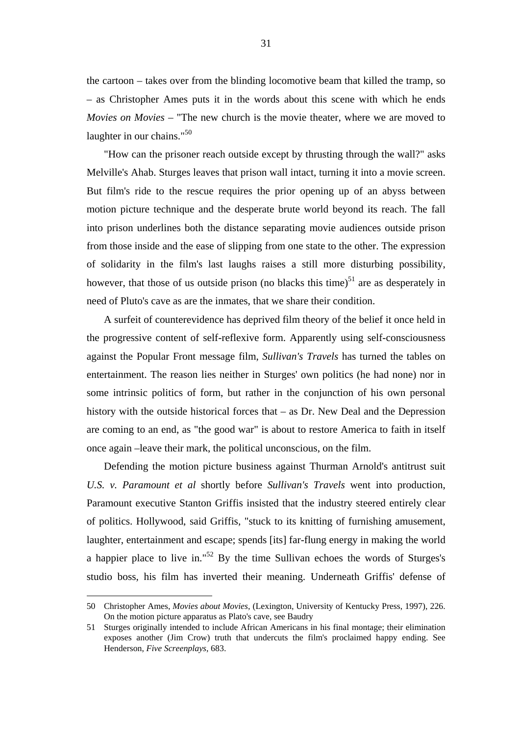the cartoon – takes over from the blinding locomotive beam that killed the tramp, so – as Christopher Ames puts it in the words about this scene with which he ends *Movies on Movies* – "The new church is the movie theater, where we are moved to laughter in our chains."[50]

"How can the prisoner reach outside except by thrusting through the wall?" asks Melville's Ahab. Sturges leaves that prison wall intact, turning it into a movie screen. But film's ride to the rescue requires the prior opening up of an abyss between motion picture technique and the desperate brute world beyond its reach. The fall into prison underlines both the distance separating movie audiences outside prison from those inside and the ease of slipping from one state to the other. The expression of solidarity in the film's last laughs raises a still more disturbing possibility, however, that those of us outside prison (no blacks this time)[51] are as desperately in need of Pluto's cave as are the inmates, that we share their condition.

A surfeit of counterevidence has deprived film theory of the belief it once held in the progressive content of self-reflexive form. Apparently using self-consciousness against the Popular Front message film, *Sullivan's Travels* has turned the tables on entertainment. The reason lies neither in Sturges' own politics (he had none) nor in some intrinsic politics of form, but rather in the conjunction of his own personal history with the outside historical forces that – as Dr. New Deal and the Depression are coming to an end, as "the good war" is about to restore America to faith in itself once again –leave their mark, the political unconscious, on the film.

Defending the motion picture business against Thurman Arnold's antitrust suit *U.S. v. Paramount et al* shortly before *Sullivan's Travels* went into production, Paramount executive Stanton Griffis insisted that the industry steered entirely clear of politics. Hollywood, said Griffis, "stuck to its knitting of furnishing amusement, laughter, entertainment and escape; spends [its] far-flung energy in making the world a happier place to live in."[52] By the time Sullivan echoes the words of Sturges's studio boss, his film has inverted their meaning. Underneath Griffis' defense of

---

50 Christopher Ames, *Movies about Movies*, (Lexington, University of Kentucky Press, 1997), 226. On the motion picture apparatus as Plato's cave, see Baudry

51 Sturges originally intended to include African Americans in his final montage; their elimination exposes another (Jim Crow) truth that undercuts the film's proclaimed happy ending. See Henderson, *Five Screenplays*, 683.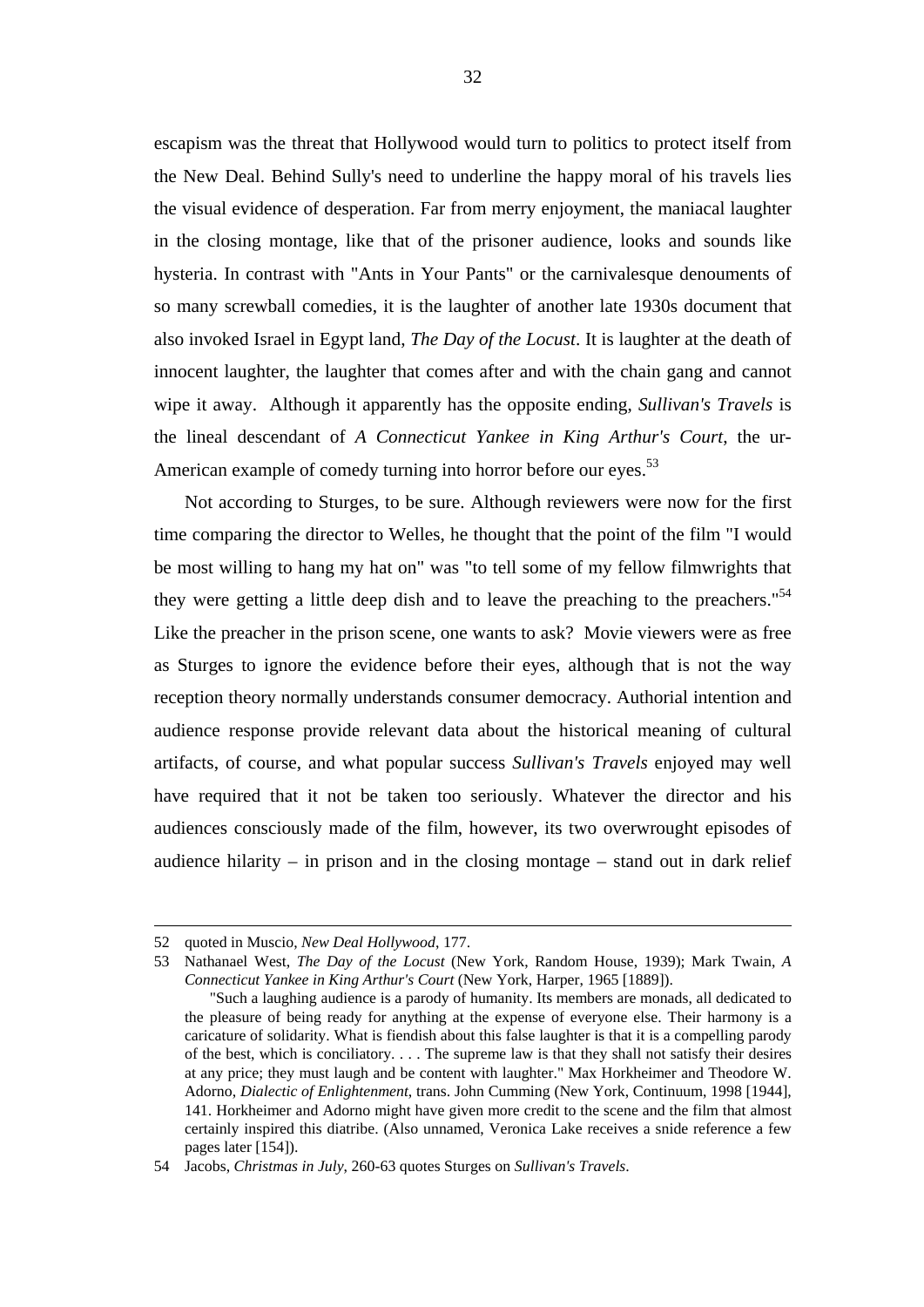escapism was the threat that Hollywood would turn to politics to protect itself from the New Deal. Behind Sully's need to underline the happy moral of his travels lies the visual evidence of desperation. Far from merry enjoyment, the maniacal laughter in the closing montage, like that of the prisoner audience, looks and sounds like hysteria. In contrast with "Ants in Your Pants" or the carnivalesque denouments of so many screwball comedies, it is the laughter of another late 1930s document that also invoked Israel in Egypt land, *The Day of the Locust*. It is laughter at the death of innocent laughter, the laughter that comes after and with the chain gang and cannot wipe it away. Although it apparently has the opposite ending, *Sullivan's Travels* is the lineal descendant of *A Connecticut Yankee in King Arthur's Court*, the ur-American example of comedy turning into horror before our eyes.[53]

Not according to Sturges, to be sure. Although reviewers were now for the first time comparing the director to Welles, he thought that the point of the film "I would be most willing to hang my hat on" was "to tell some of my fellow filmwrights that they were getting a little deep dish and to leave the preaching to the preachers."[54] Like the preacher in the prison scene, one wants to ask? Movie viewers were as free as Sturges to ignore the evidence before their eyes, although that is not the way reception theory normally understands consumer democracy. Authorial intention and audience response provide relevant data about the historical meaning of cultural artifacts, of course, and what popular success *Sullivan's Travels* enjoyed may well have required that it not be taken too seriously. Whatever the director and his audiences consciously made of the film, however, its two overwrought episodes of audience hilarity – in prison and in the closing montage – stand out in dark relief

---

52 quoted in Muscio, *New Deal Hollywood*, 177.

53 Nathanael West, *The Day of the Locust* (New York, Random House, 1939); Mark Twain, *A Connecticut Yankee in King Arthur's Court* (New York, Harper, 1965 [1889]).

"Such a laughing audience is a parody of humanity. Its members are monads, all dedicated to the pleasure of being ready for anything at the expense of everyone else. Their harmony is a caricature of solidarity. What is fiendish about this false laughter is that it is a compelling parody of the best, which is conciliatory. . . . The supreme law is that they shall not satisfy their desires at any price; they must laugh and be content with laughter." Max Horkheimer and Theodore W. Adorno, *Dialectic of Enlightenment*, trans. John Cumming (New York, Continuum, 1998 [1944], 141. Horkheimer and Adorno might have given more credit to the scene and the film that almost certainly inspired this diatribe. (Also unnamed, Veronica Lake receives a snide reference a few pages later [154]).

54 Jacobs, *Christmas in July*, 260-63 quotes Sturges on *Sullivan's Travels*.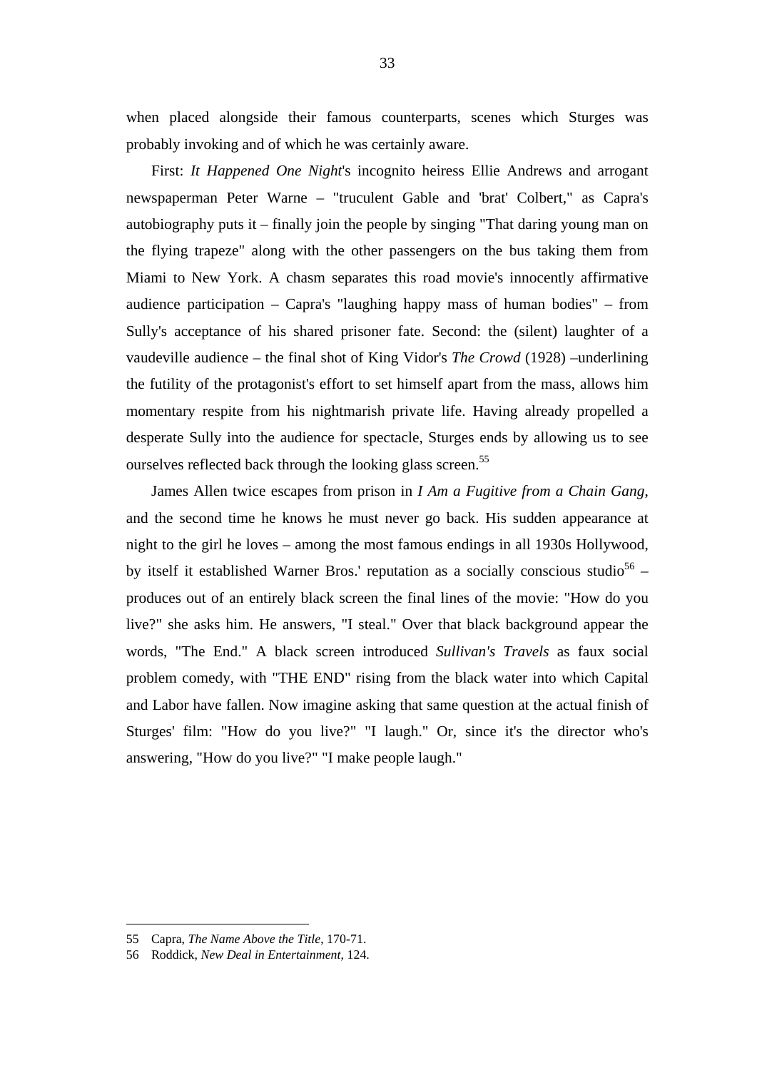when placed alongside their famous counterparts, scenes which Sturges was probably invoking and of which he was certainly aware.

First: *It Happened One Night*'s incognito heiress Ellie Andrews and arrogant newspaperman Peter Warne – "truculent Gable and 'brat' Colbert," as Capra's autobiography puts it – finally join the people by singing "That daring young man on the flying trapeze" along with the other passengers on the bus taking them from Miami to New York. A chasm separates this road movie's innocently affirmative audience participation – Capra's "laughing happy mass of human bodies" – from Sully's acceptance of his shared prisoner fate. Second: the (silent) laughter of a vaudeville audience – the final shot of King Vidor's *The Crowd* (1928) –underlining the futility of the protagonist's effort to set himself apart from the mass, allows him momentary respite from his nightmarish private life. Having already propelled a desperate Sully into the audience for spectacle, Sturges ends by allowing us to see ourselves reflected back through the looking glass screen.[55]

James Allen twice escapes from prison in *I Am a Fugitive from a Chain Gang*, and the second time he knows he must never go back. His sudden appearance at night to the girl he loves – among the most famous endings in all 1930s Hollywood, by itself it established Warner Bros.' reputation as a socially conscious studio[56] – produces out of an entirely black screen the final lines of the movie: "How do you live?" she asks him. He answers, "I steal." Over that black background appear the words, "The End." A black screen introduced *Sullivan's Travels* as faux social problem comedy, with "THE END" rising from the black water into which Capital and Labor have fallen. Now imagine asking that same question at the actual finish of Sturges' film: "How do you live?" "I laugh." Or, since it's the director who's answering, "How do you live?" "I make people laugh."

---

55 Capra, *The Name Above the Title*, 170-71.

56 Roddick, *New Deal in Entertainment*, 124.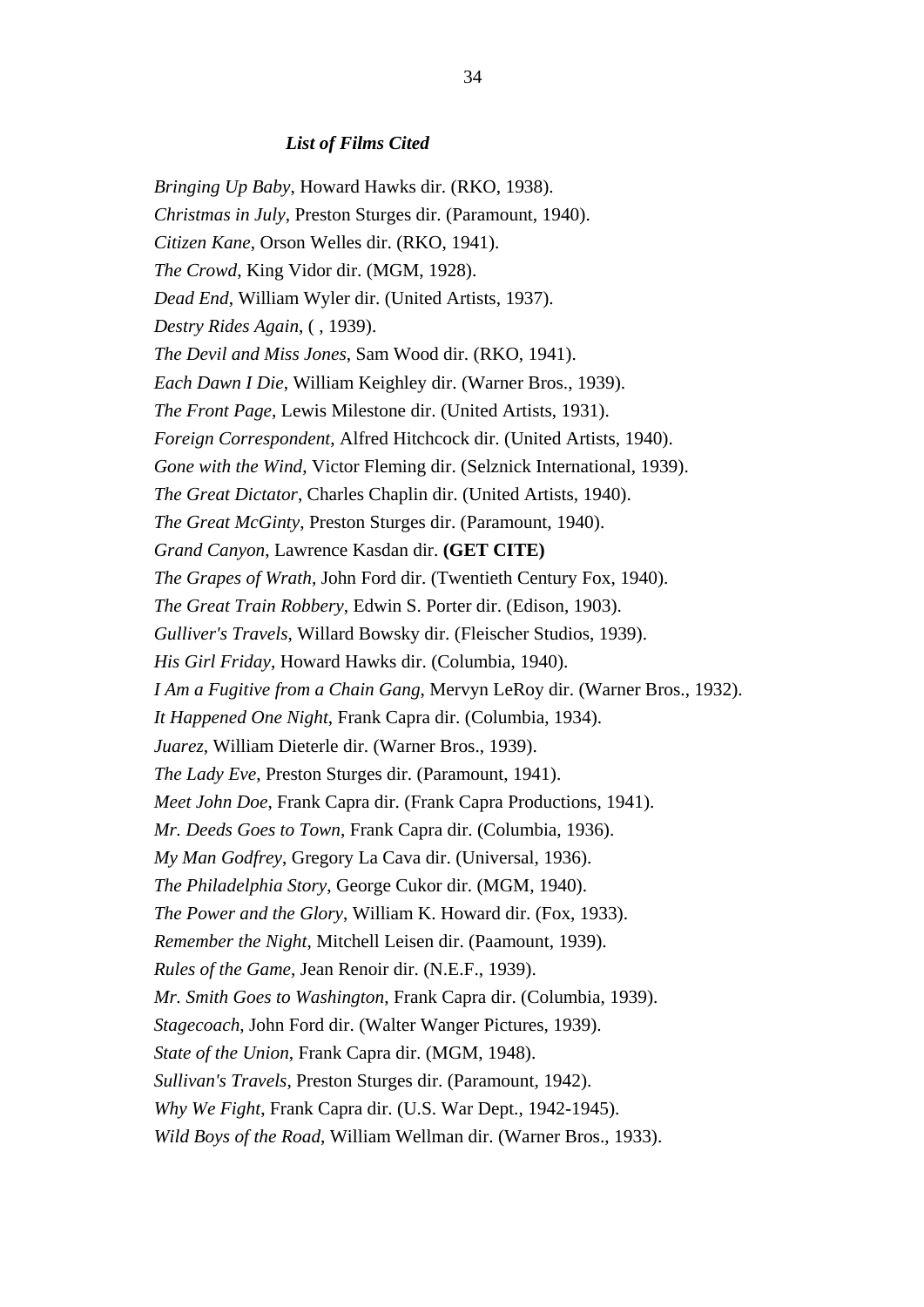### *List of Films Cited*

*Bringing Up Baby*, Howard Hawks dir. (RKO, 1938).

*Christmas in July*, Preston Sturges dir. (Paramount, 1940).

*Citizen Kane*, Orson Welles dir. (RKO, 1941).

*The Crowd*, King Vidor dir. (MGM, 1928).

*Dead End*, William Wyler dir. (United Artists, 1937).

*Destry Rides Again*, ( , 1939).

*The Devil and Miss Jones*, Sam Wood dir. (RKO, 1941).

*Each Dawn I Die*, William Keighley dir. (Warner Bros., 1939).

*The Front Page*, Lewis Milestone dir. (United Artists, 1931).

*Foreign Correspondent*, Alfred Hitchcock dir. (United Artists, 1940).

*Gone with the Wind*, Victor Fleming dir. (Selznick International, 1939).

*The Great Dictator*, Charles Chaplin dir. (United Artists, 1940).

*The Great McGinty*, Preston Sturges dir. (Paramount, 1940).

*Grand Canyon*, Lawrence Kasdan dir. **(GET CITE)**

*The Grapes of Wrath*, John Ford dir. (Twentieth Century Fox, 1940).

*The Great Train Robbery*, Edwin S. Porter dir. (Edison, 1903).

*Gulliver's Travels*, Willard Bowsky dir. (Fleischer Studios, 1939).

*His Girl Friday*, Howard Hawks dir. (Columbia, 1940).

*I Am a Fugitive from a Chain Gang*, Mervyn LeRoy dir. (Warner Bros., 1932).

*It Happened One Night*, Frank Capra dir. (Columbia, 1934).

*Juarez*, William Dieterle dir. (Warner Bros., 1939).

*The Lady Eve*, Preston Sturges dir. (Paramount, 1941).

*Meet John Doe*, Frank Capra dir. (Frank Capra Productions, 1941).

*Mr. Deeds Goes to Town*, Frank Capra dir. (Columbia, 1936).

*My Man Godfrey*, Gregory La Cava dir. (Universal, 1936).

*The Philadelphia Story*, George Cukor dir. (MGM, 1940).

*The Power and the Glory*, William K. Howard dir. (Fox, 1933).

*Remember the Night*, Mitchell Leisen dir. (Paamount, 1939).

*Rules of the Game*, Jean Renoir dir. (N.E.F., 1939).

*Mr. Smith Goes to Washington*, Frank Capra dir. (Columbia, 1939).

*Stagecoach*, John Ford dir. (Walter Wanger Pictures, 1939).

*State of the Union*, Frank Capra dir. (MGM, 1948).

*Sullivan's Travels*, Preston Sturges dir. (Paramount, 1942).

*Why We Fight*, Frank Capra dir. (U.S. War Dept., 1942-1945).

*Wild Boys of the Road*, William Wellman dir. (Warner Bros., 1933).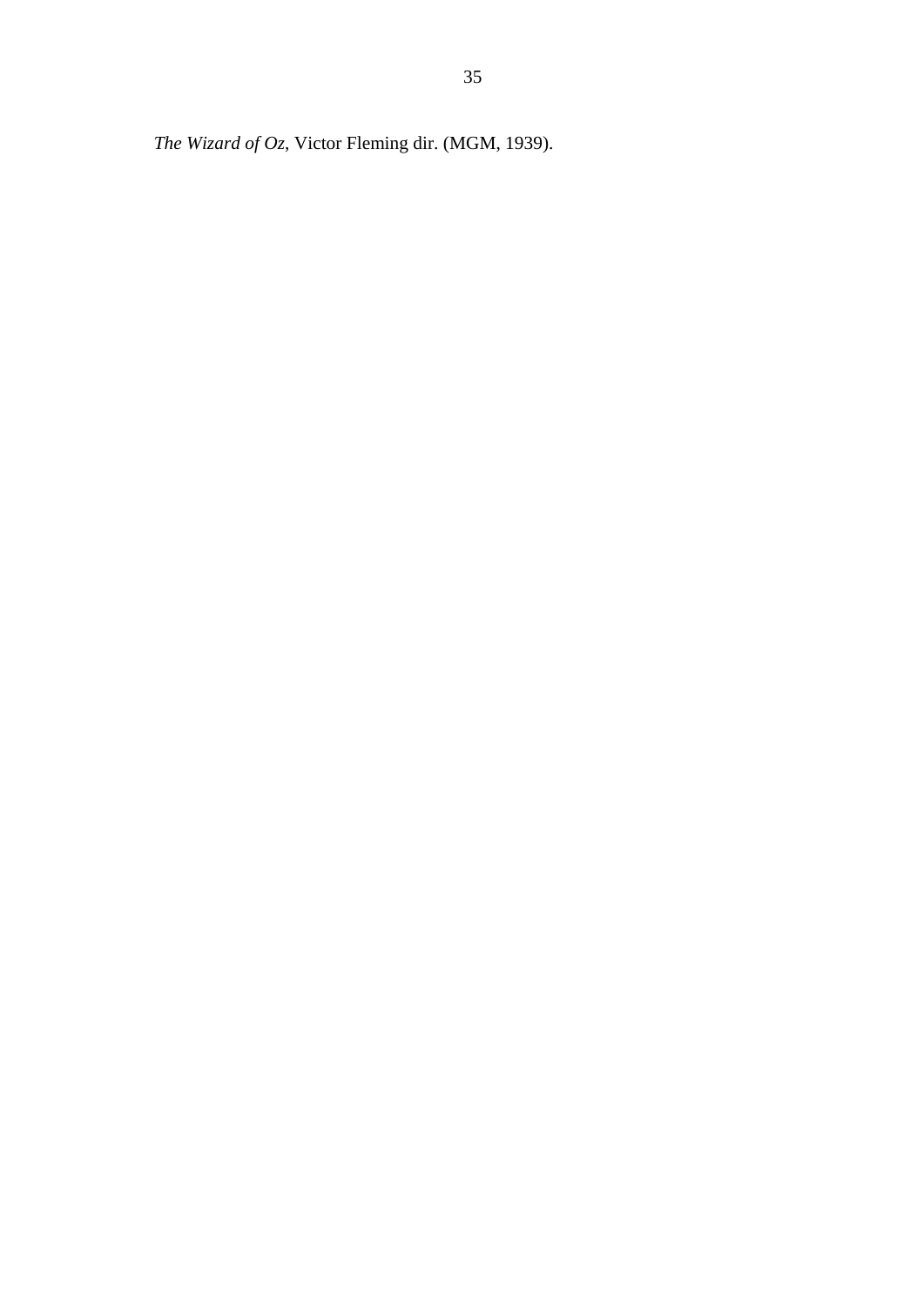*The Wizard of Oz*, Victor Fleming dir. (MGM, 1939).